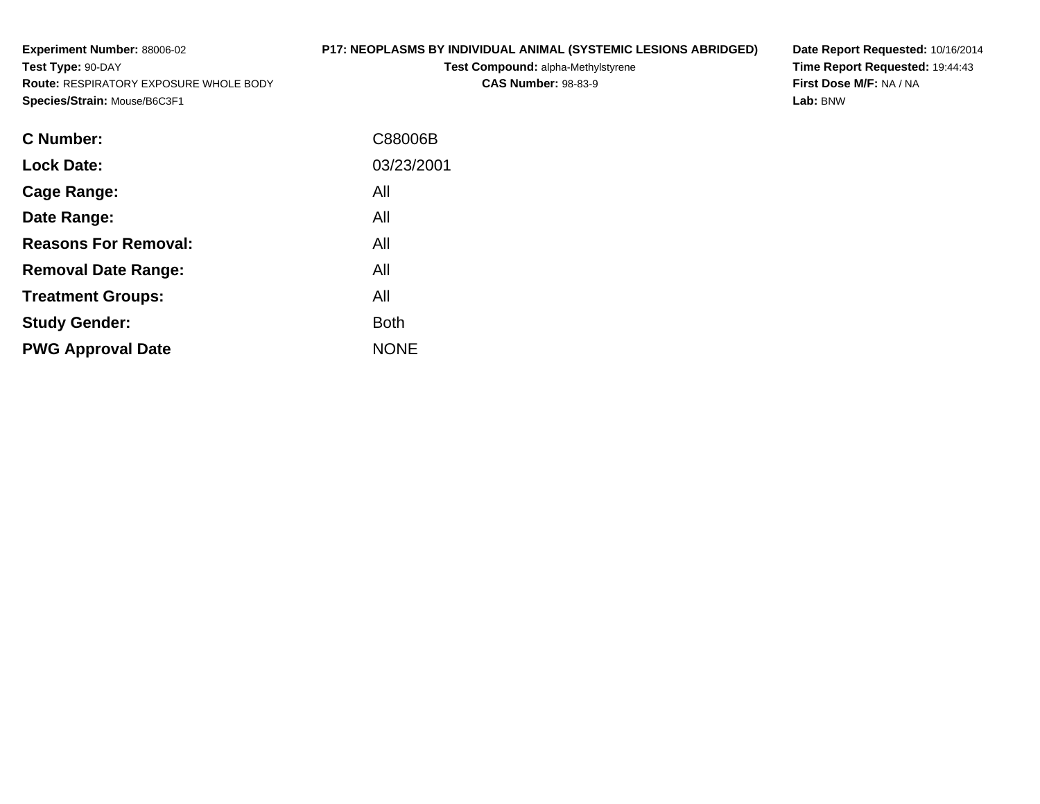**Experiment Number:** 88006-02
**Test Type:** 90-DAY
**Route:** RESPIRATORY EXPOSURE WHOLE BODY
**Species/Strain:** Mouse/B6C3F1

**P17: NEOPLASMS BY INDIVIDUAL ANIMAL (SYSTEMIC LESIONS ABRIDGED)**
**Test Compound:** alpha-Methylstyrene
**CAS Number:** 98-83-9

**Date Report Requested:** 10/16/2014
**Time Report Requested:** 19:44:43
**First Dose M/F:** NA / NA
**Lab:** BNW

| | |
|---|---|
| **C Number:** | C88006B |
| **Lock Date:** | 03/23/2001 |
| **Cage Range:** | All |
| **Date Range:** | All |
| **Reasons For Removal:** | All |
| **Removal Date Range:** | All |
| **Treatment Groups:** | All |
| **Study Gender:** | Both |
| **PWG Approval Date** | NONE |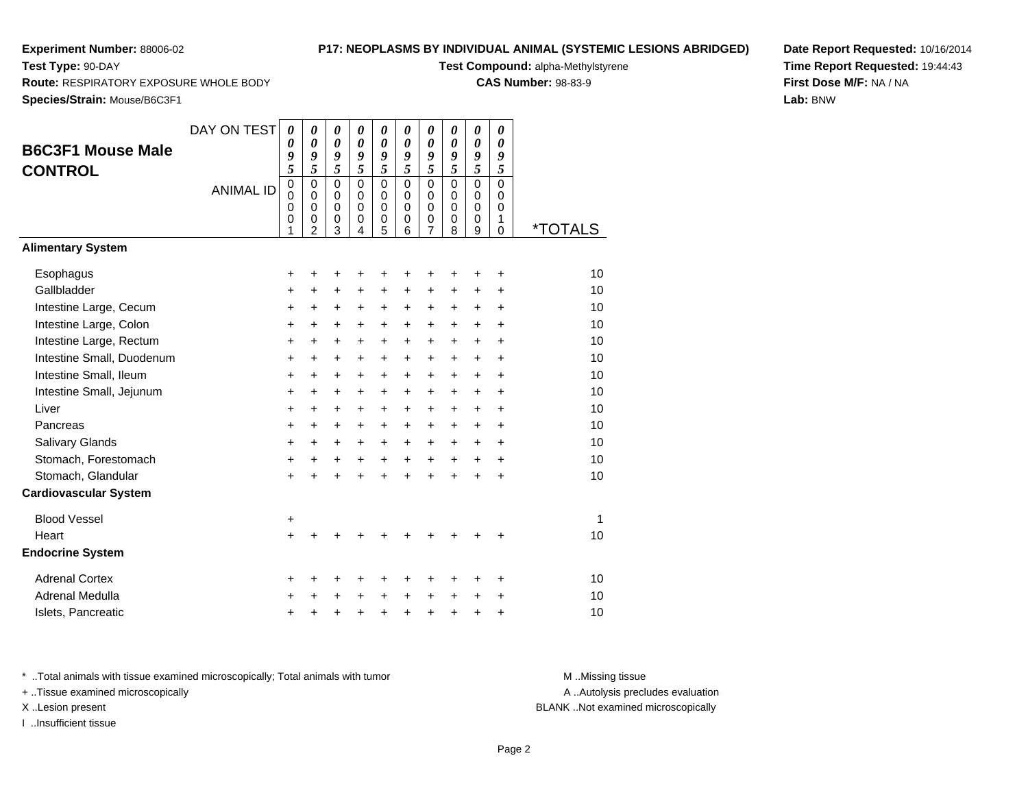**Experiment Number:** 88006-02
**Test Type:** 90-DAY
**Route:** RESPIRATORY EXPOSURE WHOLE BODY
**Species/Strain:** Mouse/B6C3F1

**P17: NEOPLASMS BY INDIVIDUAL ANIMAL (SYSTEMIC LESIONS ABRIDGED)**
**Test Compound:** alpha-Methylstyrene
**CAS Number:** 98-83-9

**Date Report Requested:** 10/16/2014
**Time Report Requested:** 19:44:43
**First Dose M/F:** NA / NA
**Lab:** BNW

## B6C3F1 Mouse Male CONTROL

| DAY ON TEST | 0095 | 0095 | 0095 | 0095 | 0095 | 0095 | 0095 | 0095 | 0095 | 0095 | |
|---|---|---|---|---|---|---|---|---|---|---|---|
| ANIMAL ID | 00001 | 00002 | 00003 | 00004 | 00005 | 00006 | 00007 | 00008 | 00009 | 00010 | *TOTALS |
| **Alimentary System** | | | | | | | | | | | |
| Esophagus | + | + | + | + | + | + | + | + | + | + | 10 |
| Gallbladder | + | + | + | + | + | + | + | + | + | + | 10 |
| Intestine Large, Cecum | + | + | + | + | + | + | + | + | + | + | 10 |
| Intestine Large, Colon | + | + | + | + | + | + | + | + | + | + | 10 |
| Intestine Large, Rectum | + | + | + | + | + | + | + | + | + | + | 10 |
| Intestine Small, Duodenum | + | + | + | + | + | + | + | + | + | + | 10 |
| Intestine Small, Ileum | + | + | + | + | + | + | + | + | + | + | 10 |
| Intestine Small, Jejunum | + | + | + | + | + | + | + | + | + | + | 10 |
| Liver | + | + | + | + | + | + | + | + | + | + | 10 |
| Pancreas | + | + | + | + | + | + | + | + | + | + | 10 |
| Salivary Glands | + | + | + | + | + | + | + | + | + | + | 10 |
| Stomach, Forestomach | + | + | + | + | + | + | + | + | + | + | 10 |
| Stomach, Glandular | + | + | + | + | + | + | + | + | + | + | 10 |
| **Cardiovascular System** | | | | | | | | | | | |
| Blood Vessel | + | | | | | | | | | | 1 |
| Heart | + | + | + | + | + | + | + | + | + | + | 10 |
| **Endocrine System** | | | | | | | | | | | |
| Adrenal Cortex | + | + | + | + | + | + | + | + | + | + | 10 |
| Adrenal Medulla | + | + | + | + | + | + | + | + | + | + | 10 |
| Islets, Pancreatic | + | + | + | + | + | + | + | + | + | + | 10 |

* ..Total animals with tissue examined microscopically; Total animals with tumor
+ ..Tissue examined microscopically
X ..Lesion present
I ..Insufficient tissue

M ..Missing tissue
A ..Autolysis precludes evaluation
BLANK ..Not examined microscopically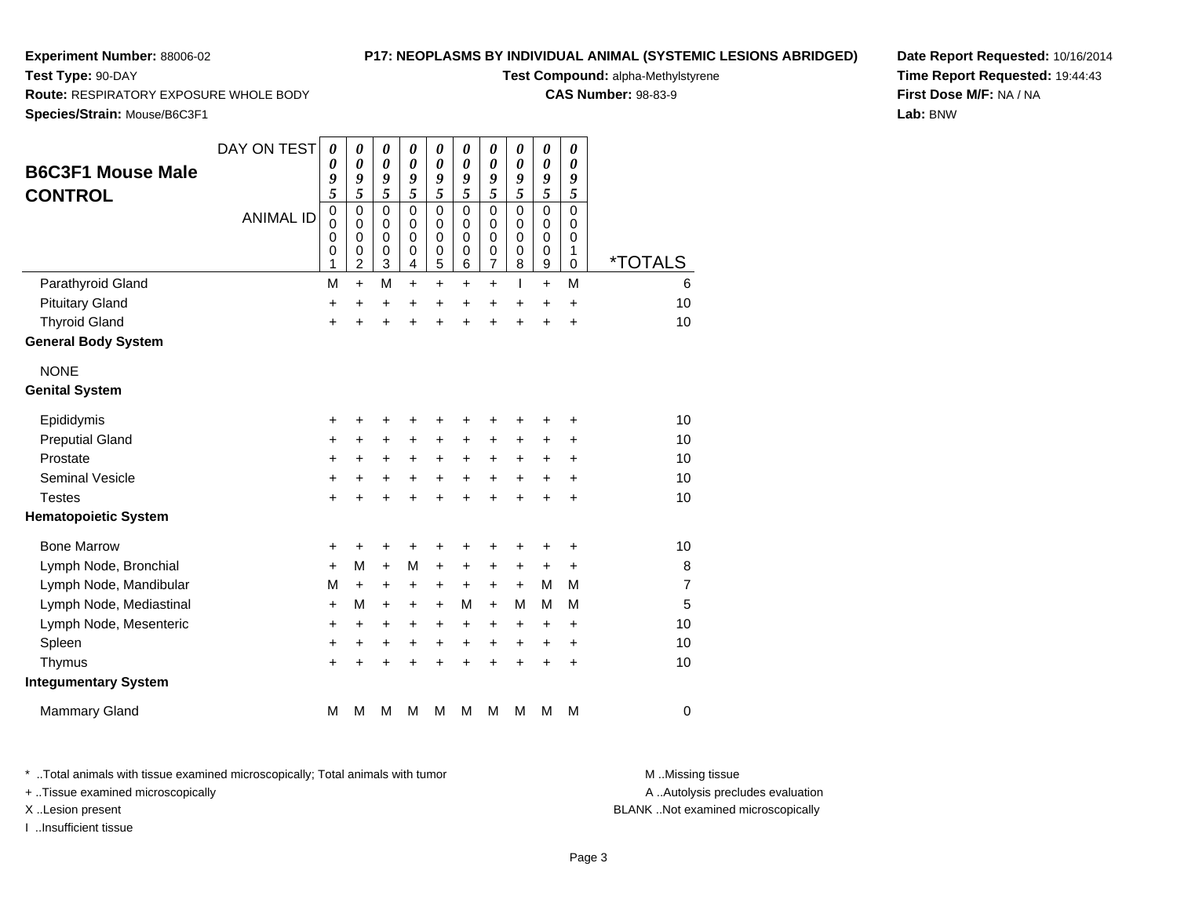**Experiment Number:** 88006-02
**Test Type:** 90-DAY
**Route:** RESPIRATORY EXPOSURE WHOLE BODY
**Species/Strain:** Mouse/B6C3F1

**P17: NEOPLASMS BY INDIVIDUAL ANIMAL (SYSTEMIC LESIONS ABRIDGED)**
**Test Compound:** alpha-Methylstyrene
**CAS Number:** 98-83-9

**Date Report Requested:** 10/16/2014
**Time Report Requested:** 19:44:43
**First Dose M/F:** NA / NA
**Lab:** BNW

## B6C3F1 Mouse Male CONTROL

| DAY ON TEST | 0095 | 0095 | 0095 | 0095 | 0095 | 0095 | 0095 | 0095 | 0095 | 0095 | |
|---|---|---|---|---|---|---|---|---|---|---|---|
| **ANIMAL ID** | 00001 | 00002 | 00003 | 00004 | 00005 | 00006 | 00007 | 00008 | 00009 | 00010 | ***TOTALS** |
| Parathyroid Gland | M | + | M | + | + | + | + | I | + | M | 6 |
| Pituitary Gland | + | + | + | + | + | + | + | + | + | + | 10 |
| Thyroid Gland | + | + | + | + | + | + | + | + | + | + | 10 |
| **General Body System** | | | | | | | | | | | |
| NONE | | | | | | | | | | | |
| **Genital System** | | | | | | | | | | | |
| Epididymis | + | + | + | + | + | + | + | + | + | + | 10 |
| Preputial Gland | + | + | + | + | + | + | + | + | + | + | 10 |
| Prostate | + | + | + | + | + | + | + | + | + | + | 10 |
| Seminal Vesicle | + | + | + | + | + | + | + | + | + | + | 10 |
| Testes | + | + | + | + | + | + | + | + | + | + | 10 |
| **Hematopoietic System** | | | | | | | | | | | |
| Bone Marrow | + | + | + | + | + | + | + | + | + | + | 10 |
| Lymph Node, Bronchial | + | M | + | M | + | + | + | + | + | + | 8 |
| Lymph Node, Mandibular | M | + | + | + | + | + | + | + | M | M | 7 |
| Lymph Node, Mediastinal | + | M | + | + | + | M | + | M | M | M | 5 |
| Lymph Node, Mesenteric | + | + | + | + | + | + | + | + | + | + | 10 |
| Spleen | + | + | + | + | + | + | + | + | + | + | 10 |
| Thymus | + | + | + | + | + | + | + | + | + | + | 10 |
| **Integumentary System** | | | | | | | | | | | |
| Mammary Gland | M | M | M | M | M | M | M | M | M | M | 0 |

* ..Total animals with tissue examined microscopically; Total animals with tumor
+ ..Tissue examined microscopically
X ..Lesion present
I ..Insufficient tissue

M ..Missing tissue
A ..Autolysis precludes evaluation
BLANK ..Not examined microscopically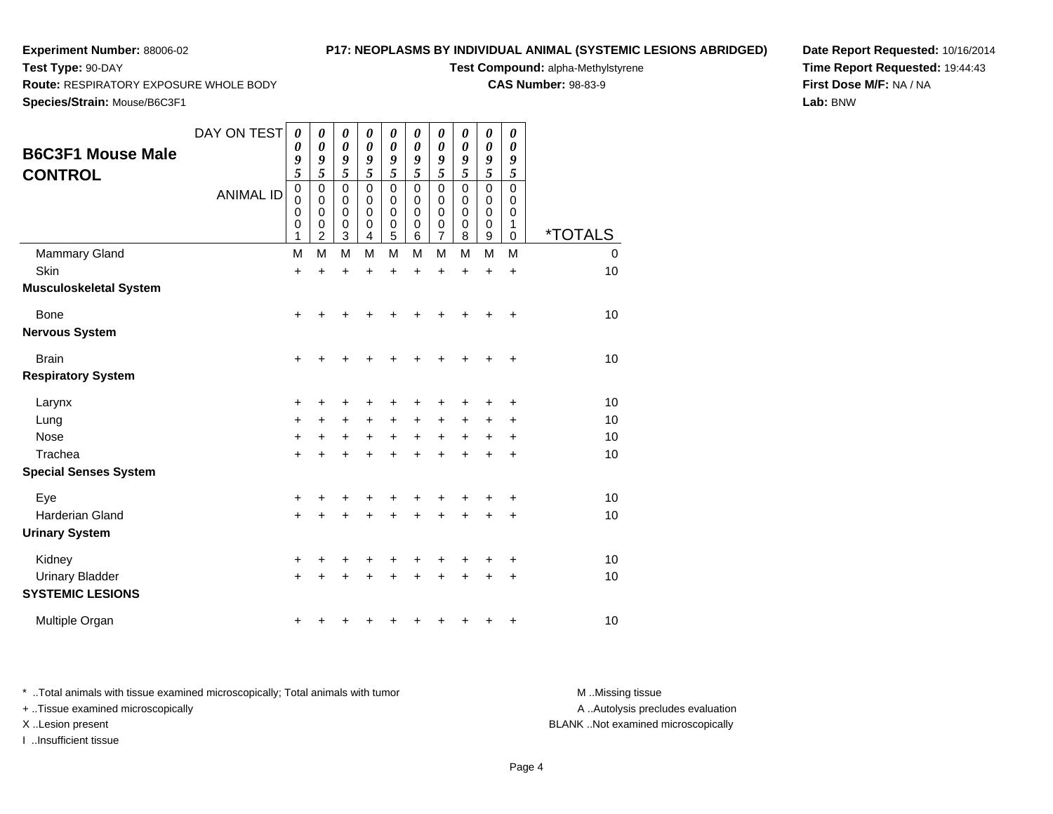**Experiment Number:** 88006-02
**Test Type:** 90-DAY
**Route:** RESPIRATORY EXPOSURE WHOLE BODY
**Species/Strain:** Mouse/B6C3F1

**P17: NEOPLASMS BY INDIVIDUAL ANIMAL (SYSTEMIC LESIONS ABRIDGED)**
**Test Compound:** alpha-Methylstyrene
**CAS Number:** 98-83-9

**Date Report Requested:** 10/16/2014
**Time Report Requested:** 19:44:43
**First Dose M/F:** NA / NA
**Lab:** BNW

## B6C3F1 Mouse Male CONTROL

| DAY ON TEST | 0095 | 0095 | 0095 | 0095 | 0095 | 0095 | 0095 | 0095 | 0095 | 0095 | |
|---|---|---|---|---|---|---|---|---|---|---|---|
| ANIMAL ID | 00001 | 00002 | 00003 | 00004 | 00005 | 00006 | 00007 | 00008 | 00009 | 00010 | *TOTALS |
| Mammary Gland | M | M | M | M | M | M | M | M | M | M | 0 |
| Skin | + | + | + | + | + | + | + | + | + | + | 10 |
| **Musculoskeletal System** | | | | | | | | | | | |
| Bone | + | + | + | + | + | + | + | + | + | + | 10 |
| **Nervous System** | | | | | | | | | | | |
| Brain | + | + | + | + | + | + | + | + | + | + | 10 |
| **Respiratory System** | | | | | | | | | | | |
| Larynx | + | + | + | + | + | + | + | + | + | + | 10 |
| Lung | + | + | + | + | + | + | + | + | + | + | 10 |
| Nose | + | + | + | + | + | + | + | + | + | + | 10 |
| Trachea | + | + | + | + | + | + | + | + | + | + | 10 |
| **Special Senses System** | | | | | | | | | | | |
| Eye | + | + | + | + | + | + | + | + | + | + | 10 |
| Harderian Gland | + | + | + | + | + | + | + | + | + | + | 10 |
| **Urinary System** | | | | | | | | | | | |
| Kidney | + | + | + | + | + | + | + | + | + | + | 10 |
| Urinary Bladder | + | + | + | + | + | + | + | + | + | + | 10 |
| **SYSTEMIC LESIONS** | | | | | | | | | | | |
| Multiple Organ | + | + | + | + | + | + | + | + | + | + | 10 |

* ..Total animals with tissue examined microscopically; Total animals with tumor
+ ..Tissue examined microscopically
X ..Lesion present
I ..Insufficient tissue

M ..Missing tissue
A ..Autolysis precludes evaluation
BLANK ..Not examined microscopically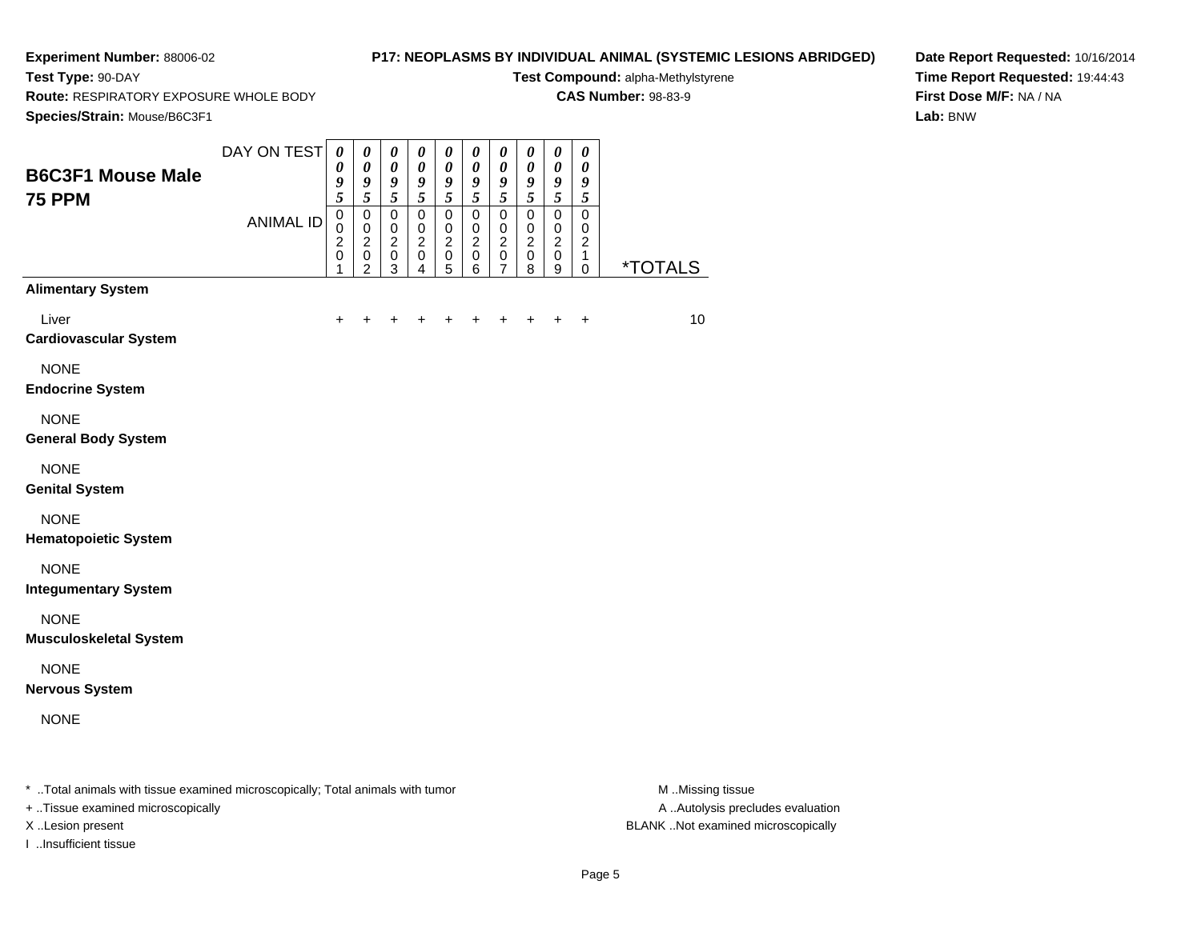**Experiment Number:** 88006-02
**Test Type:** 90-DAY
**Route:** RESPIRATORY EXPOSURE WHOLE BODY
**Species/Strain:** Mouse/B6C3F1

**P17: NEOPLASMS BY INDIVIDUAL ANIMAL (SYSTEMIC LESIONS ABRIDGED)**
**Test Compound:** alpha-Methylstyrene
**CAS Number:** 98-83-9

**Date Report Requested:** 10/16/2014
**Time Report Requested:** 19:44:43
**First Dose M/F:** NA / NA
**Lab:** BNW

## B6C3F1 Mouse Male 75 PPM

| DAY ON TEST | 0095 | 0095 | 0095 | 0095 | 0095 | 0095 | 0095 | 0095 | 0095 | 0095 | |
|---|---|---|---|---|---|---|---|---|---|---|---|
| ANIMAL ID | 00201 | 00202 | 00203 | 00204 | 00205 | 00206 | 00207 | 00208 | 00209 | 00210 | *TOTALS |
| **Alimentary System** | | | | | | | | | | | |
| Liver | + | + | + | + | + | + | + | + | + | + | 10 |
| **Cardiovascular System** | | | | | | | | | | | |
| NONE | | | | | | | | | | | |
| **Endocrine System** | | | | | | | | | | | |
| NONE | | | | | | | | | | | |
| **General Body System** | | | | | | | | | | | |
| NONE | | | | | | | | | | | |
| **Genital System** | | | | | | | | | | | |
| NONE | | | | | | | | | | | |
| **Hematopoietic System** | | | | | | | | | | | |
| NONE | | | | | | | | | | | |
| **Integumentary System** | | | | | | | | | | | |
| NONE | | | | | | | | | | | |
| **Musculoskeletal System** | | | | | | | | | | | |
| NONE | | | | | | | | | | | |
| **Nervous System** | | | | | | | | | | | |
| NONE | | | | | | | | | | | |

* ..Total animals with tissue examined microscopically; Total animals with tumor
+ ..Tissue examined microscopically
X ..Lesion present
I ..Insufficient tissue

M ..Missing tissue
A ..Autolysis precludes evaluation
BLANK ..Not examined microscopically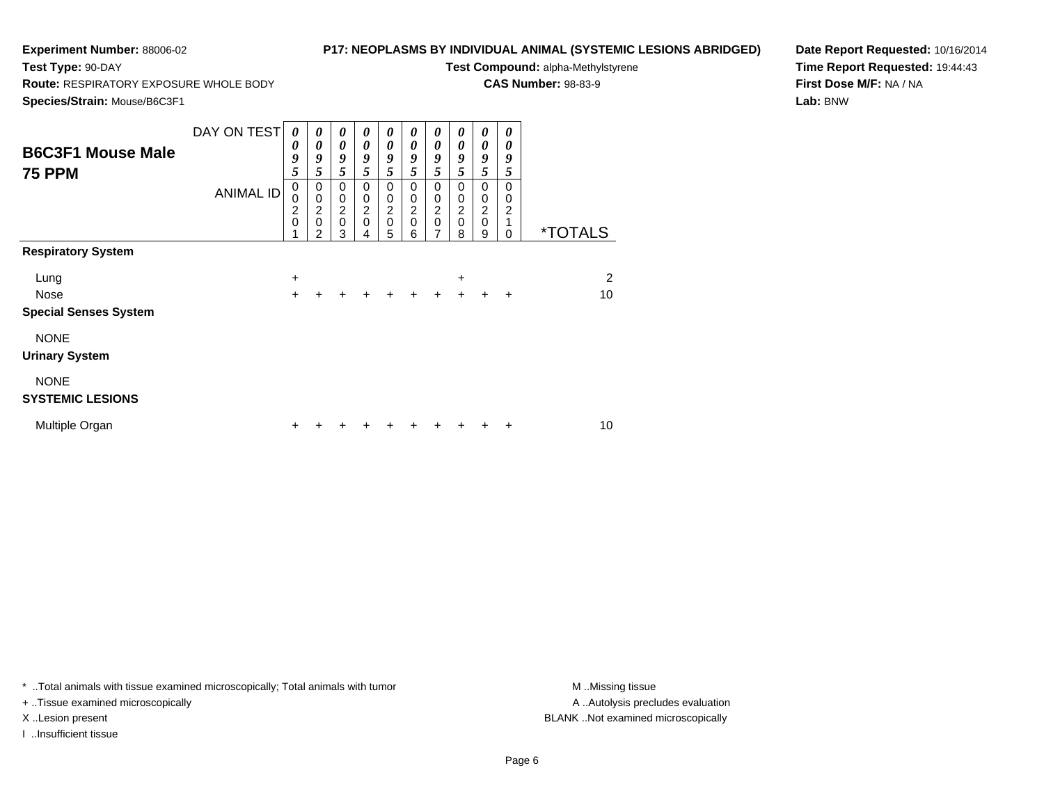**Experiment Number:** 88006-02
**Test Type:** 90-DAY
**Route:** RESPIRATORY EXPOSURE WHOLE BODY
**Species/Strain:** Mouse/B6C3F1

**P17: NEOPLASMS BY INDIVIDUAL ANIMAL (SYSTEMIC LESIONS ABRIDGED)**
**Test Compound:** alpha-Methylstyrene
**CAS Number:** 98-83-9

**Date Report Requested:** 10/16/2014
**Time Report Requested:** 19:44:43
**First Dose M/F:** NA / NA
**Lab:** BNW

## B6C3F1 Mouse Male
## 75 PPM

| DAY ON TEST | 0095 | 0095 | 0095 | 0095 | 0095 | 0095 | 0095 | 0095 | 0095 | 0095 | |
|---|---|---|---|---|---|---|---|---|---|---|---|
| ANIMAL ID | 00201 | 00202 | 00203 | 00204 | 00205 | 00206 | 00207 | 00208 | 00209 | 00210 | *TOTALS |
| **Respiratory System** | | | | | | | | | | | |
| Lung | + | | | | | | | + | | | 2 |
| Nose | + | + | + | + | + | + | + | + | + | + | 10 |
| **Special Senses System** | | | | | | | | | | | |
| NONE | | | | | | | | | | | |
| **Urinary System** | | | | | | | | | | | |
| NONE | | | | | | | | | | | |
| **SYSTEMIC LESIONS** | | | | | | | | | | | |
| Multiple Organ | + | + | + | + | + | + | + | + | + | + | 10 |

\* ..Total animals with tissue examined microscopically; Total animals with tumor
\+ ..Tissue examined microscopically
X ..Lesion present
I ..Insufficient tissue

M ..Missing tissue
A ..Autolysis precludes evaluation
BLANK ..Not examined microscopically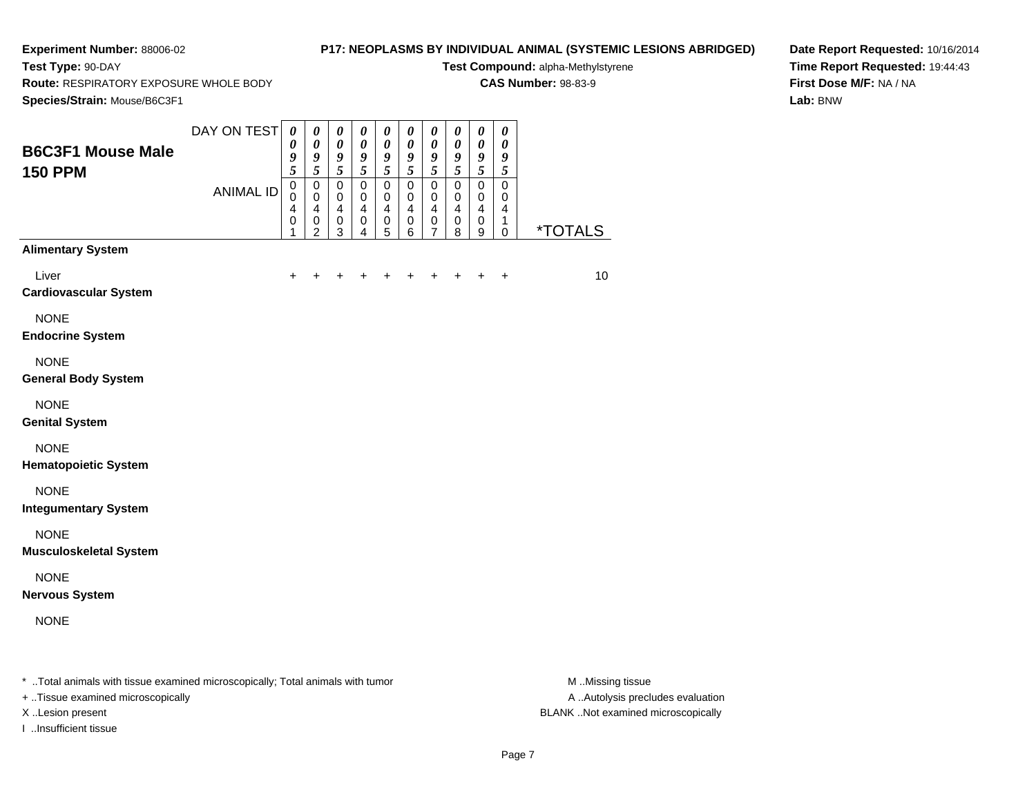**Experiment Number:** 88006-02
**Test Type:** 90-DAY
**Route:** RESPIRATORY EXPOSURE WHOLE BODY
**Species/Strain:** Mouse/B6C3F1

**P17: NEOPLASMS BY INDIVIDUAL ANIMAL (SYSTEMIC LESIONS ABRIDGED)**
**Test Compound:** alpha-Methylstyrene
**CAS Number:** 98-83-9

**Date Report Requested:** 10/16/2014
**Time Report Requested:** 19:44:43
**First Dose M/F:** NA / NA
**Lab:** BNW

## B6C3F1 Mouse Male 150 PPM

| DAY ON TEST | 0095 | 0095 | 0095 | 0095 | 0095 | 0095 | 0095 | 0095 | 0095 | 0095 | |
|---|---|---|---|---|---|---|---|---|---|---|---|
| ANIMAL ID | 00401 | 00402 | 00403 | 00404 | 00405 | 00406 | 00407 | 00408 | 00409 | 00410 | *TOTALS |
| **Alimentary System** | | | | | | | | | | | |
| Liver | + | + | + | + | + | + | + | + | + | + | 10 |
| **Cardiovascular System** | | | | | | | | | | | |
| NONE | | | | | | | | | | | |
| **Endocrine System** | | | | | | | | | | | |
| NONE | | | | | | | | | | | |
| **General Body System** | | | | | | | | | | | |
| NONE | | | | | | | | | | | |
| **Genital System** | | | | | | | | | | | |
| NONE | | | | | | | | | | | |
| **Hematopoietic System** | | | | | | | | | | | |
| NONE | | | | | | | | | | | |
| **Integumentary System** | | | | | | | | | | | |
| NONE | | | | | | | | | | | |
| **Musculoskeletal System** | | | | | | | | | | | |
| NONE | | | | | | | | | | | |
| **Nervous System** | | | | | | | | | | | |
| NONE | | | | | | | | | | | |

* ..Total animals with tissue examined microscopically; Total animals with tumor
+ ..Tissue examined microscopically
X ..Lesion present
I ..Insufficient tissue

M ..Missing tissue
A ..Autolysis precludes evaluation
BLANK ..Not examined microscopically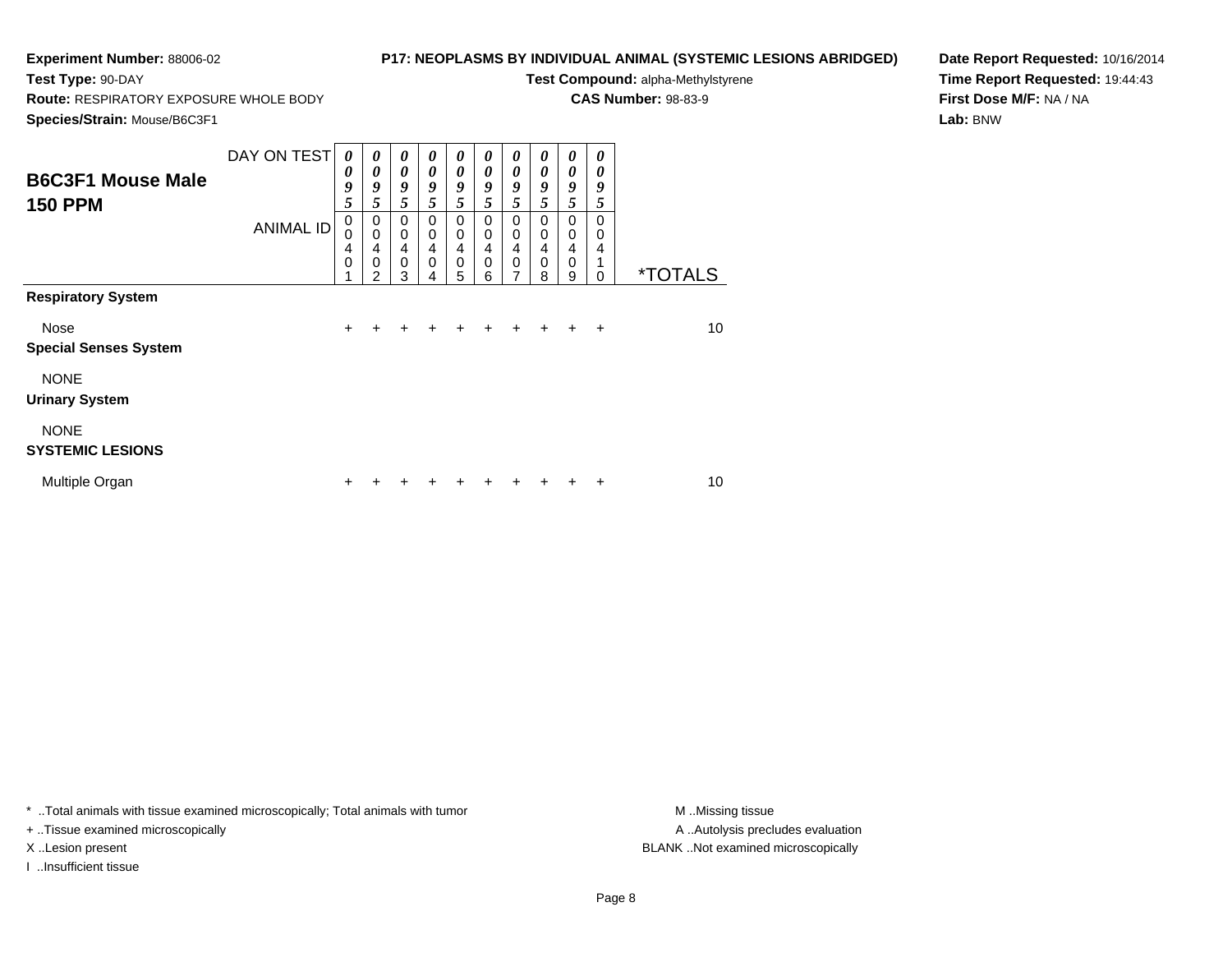**Experiment Number:** 88006-02
**Test Type:** 90-DAY
**Route:** RESPIRATORY EXPOSURE WHOLE BODY
**Species/Strain:** Mouse/B6C3F1

**P17: NEOPLASMS BY INDIVIDUAL ANIMAL (SYSTEMIC LESIONS ABRIDGED)**
**Test Compound:** alpha-Methylstyrene
**CAS Number:** 98-83-9

**Date Report Requested:** 10/16/2014
**Time Report Requested:** 19:44:43
**First Dose M/F:** NA / NA
**Lab:** BNW

## B6C3F1 Mouse Male 150 PPM

| DAY ON TEST | 0095 | 0095 | 0095 | 0095 | 0095 | 0095 | 0095 | 0095 | 0095 | 0095 | |
|---|---|---|---|---|---|---|---|---|---|---|---|
| ANIMAL ID | 00401 | 00402 | 00403 | 00404 | 00405 | 00406 | 00407 | 00408 | 00409 | 00410 | *TOTALS |
| **Respiratory System** | | | | | | | | | | | |
| Nose | + | + | + | + | + | + | + | + | + | + | 10 |
| **Special Senses System** | | | | | | | | | | | |
| NONE | | | | | | | | | | | |
| **Urinary System** | | | | | | | | | | | |
| NONE | | | | | | | | | | | |
| **SYSTEMIC LESIONS** | | | | | | | | | | | |
| Multiple Organ | + | + | + | + | + | + | + | + | + | + | 10 |

* ..Total animals with tissue examined microscopically; Total animals with tumor
+ ..Tissue examined microscopically
X ..Lesion present
I ..Insufficient tissue

M ..Missing tissue
A ..Autolysis precludes evaluation
BLANK ..Not examined microscopically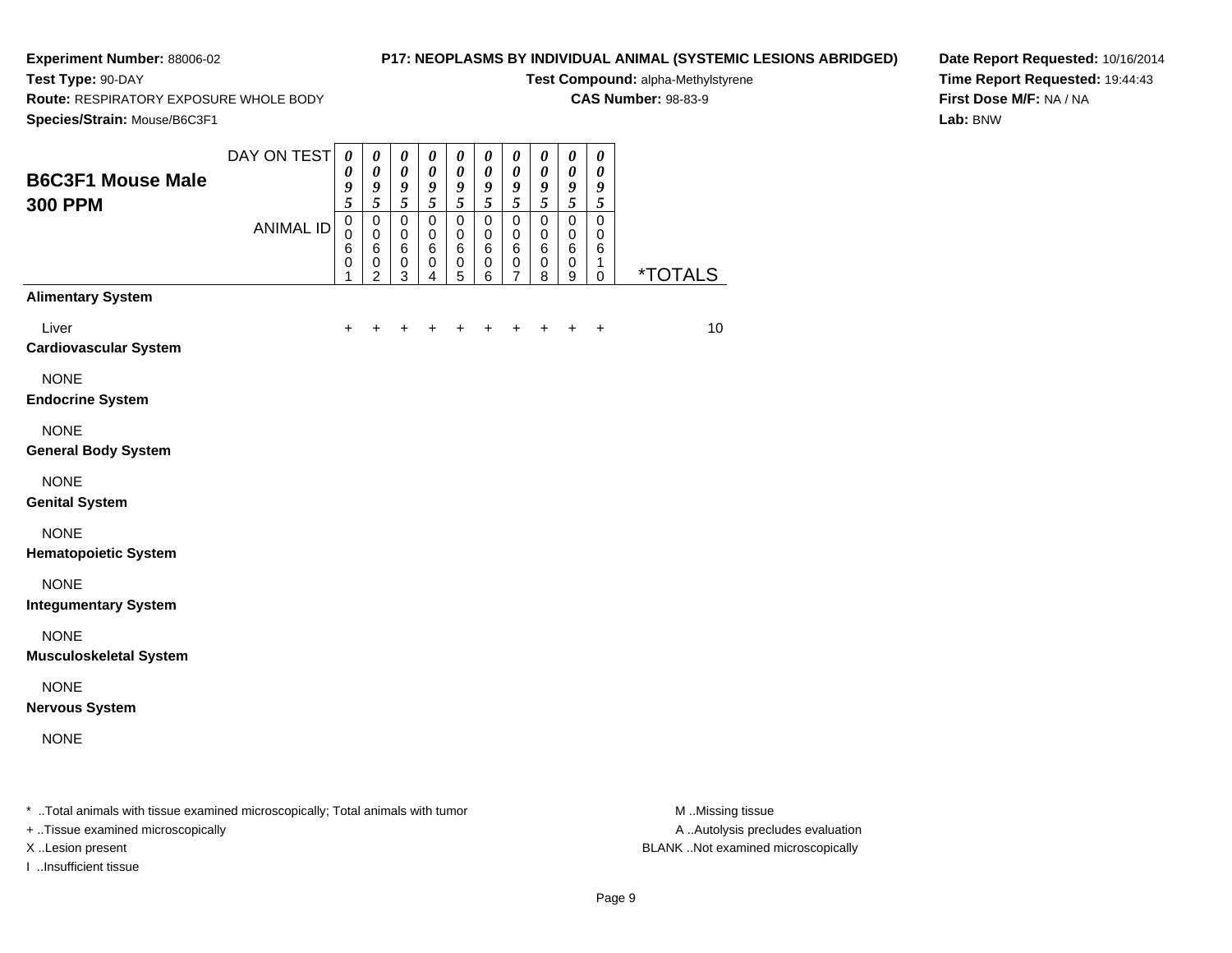**Experiment Number:** 88006-02
**Test Type:** 90-DAY
**Route:** RESPIRATORY EXPOSURE WHOLE BODY
**Species/Strain:** Mouse/B6C3F1

**P17: NEOPLASMS BY INDIVIDUAL ANIMAL (SYSTEMIC LESIONS ABRIDGED)**
**Test Compound:** alpha-Methylstyrene
**CAS Number:** 98-83-9

**Date Report Requested:** 10/16/2014
**Time Report Requested:** 19:44:43
**First Dose M/F:** NA / NA
**Lab:** BNW

## B6C3F1 Mouse Male
## 300 PPM

| DAY ON TEST | 0095 | 0095 | 0095 | 0095 | 0095 | 0095 | 0095 | 0095 | 0095 | 0095 | |
|---|---|---|---|---|---|---|---|---|---|---|---|
| ANIMAL ID | 00601 | 00602 | 00603 | 00604 | 00605 | 00606 | 00607 | 00608 | 00609 | 00610 | *TOTALS |
| **Alimentary System** | | | | | | | | | | | |
| Liver | + | + | + | + | + | + | + | + | + | + | 10 |
| **Cardiovascular System** | | | | | | | | | | | |
| NONE | | | | | | | | | | | |
| **Endocrine System** | | | | | | | | | | | |
| NONE | | | | | | | | | | | |
| **General Body System** | | | | | | | | | | | |
| NONE | | | | | | | | | | | |
| **Genital System** | | | | | | | | | | | |
| NONE | | | | | | | | | | | |
| **Hematopoietic System** | | | | | | | | | | | |
| NONE | | | | | | | | | | | |
| **Integumentary System** | | | | | | | | | | | |
| NONE | | | | | | | | | | | |
| **Musculoskeletal System** | | | | | | | | | | | |
| NONE | | | | | | | | | | | |
| **Nervous System** | | | | | | | | | | | |
| NONE | | | | | | | | | | | |

* ..Total animals with tissue examined microscopically; Total animals with tumor
+ ..Tissue examined microscopically
X ..Lesion present
I ..Insufficient tissue

M ..Missing tissue
A ..Autolysis precludes evaluation
BLANK ..Not examined microscopically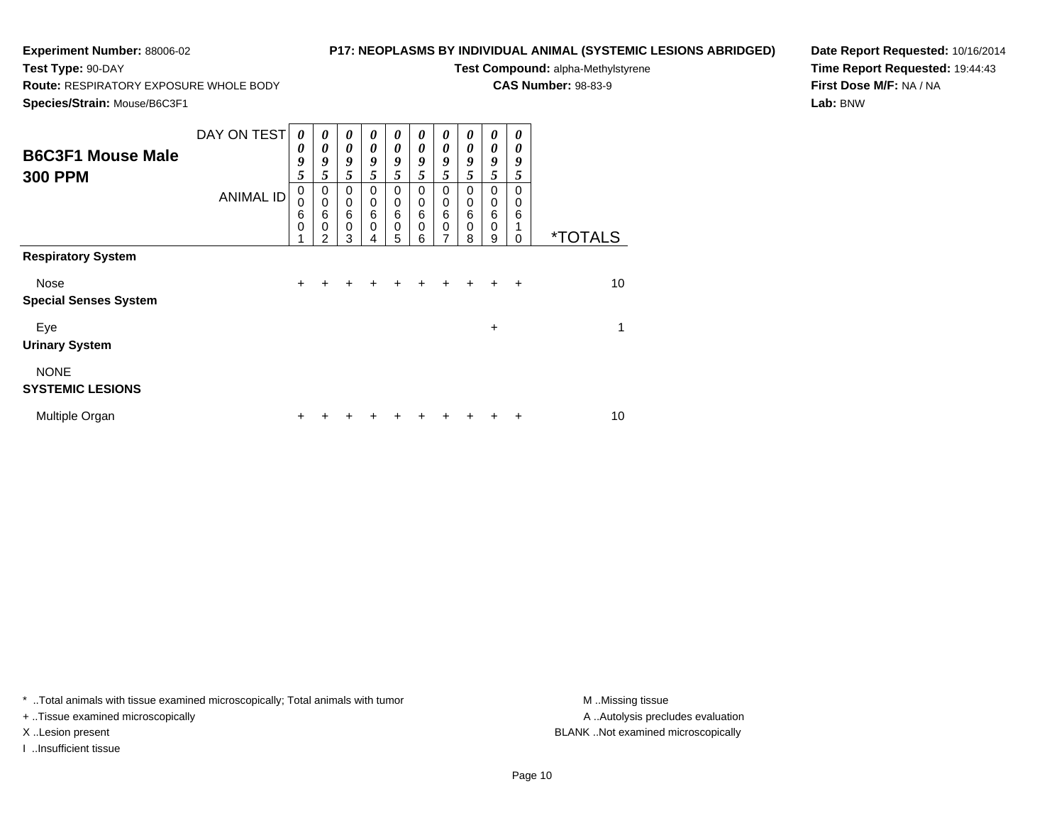**Experiment Number:** 88006-02
**Test Type:** 90-DAY
**Route:** RESPIRATORY EXPOSURE WHOLE BODY
**Species/Strain:** Mouse/B6C3F1

**P17: NEOPLASMS BY INDIVIDUAL ANIMAL (SYSTEMIC LESIONS ABRIDGED)**
**Test Compound:** alpha-Methylstyrene
**CAS Number:** 98-83-9

**Date Report Requested:** 10/16/2014
**Time Report Requested:** 19:44:43
**First Dose M/F:** NA / NA
**Lab:** BNW

## B6C3F1 Mouse Male 300 PPM

| DAY ON TEST | 0095 | 0095 | 0095 | 0095 | 0095 | 0095 | 0095 | 0095 | 0095 | 0095 | |
|---|---|---|---|---|---|---|---|---|---|---|---|
| ANIMAL ID | 00601 | 00602 | 00603 | 00604 | 00605 | 00606 | 00607 | 00608 | 00609 | 00610 | *TOTALS |
| **Respiratory System** | | | | | | | | | | | |
| Nose | + | + | + | + | + | + | + | + | + | + | 10 |
| **Special Senses System** | | | | | | | | | | | |
| Eye | | | | | | | | | + | | 1 |
| **Urinary System** | | | | | | | | | | | |
| NONE | | | | | | | | | | | |
| **SYSTEMIC LESIONS** | | | | | | | | | | | |
| Multiple Organ | + | + | + | + | + | + | + | + | + | + | 10 |

\* ..Total animals with tissue examined microscopically; Total animals with tumor
+ ..Tissue examined microscopically
X ..Lesion present
I ..Insufficient tissue

M ..Missing tissue
A ..Autolysis precludes evaluation
BLANK ..Not examined microscopically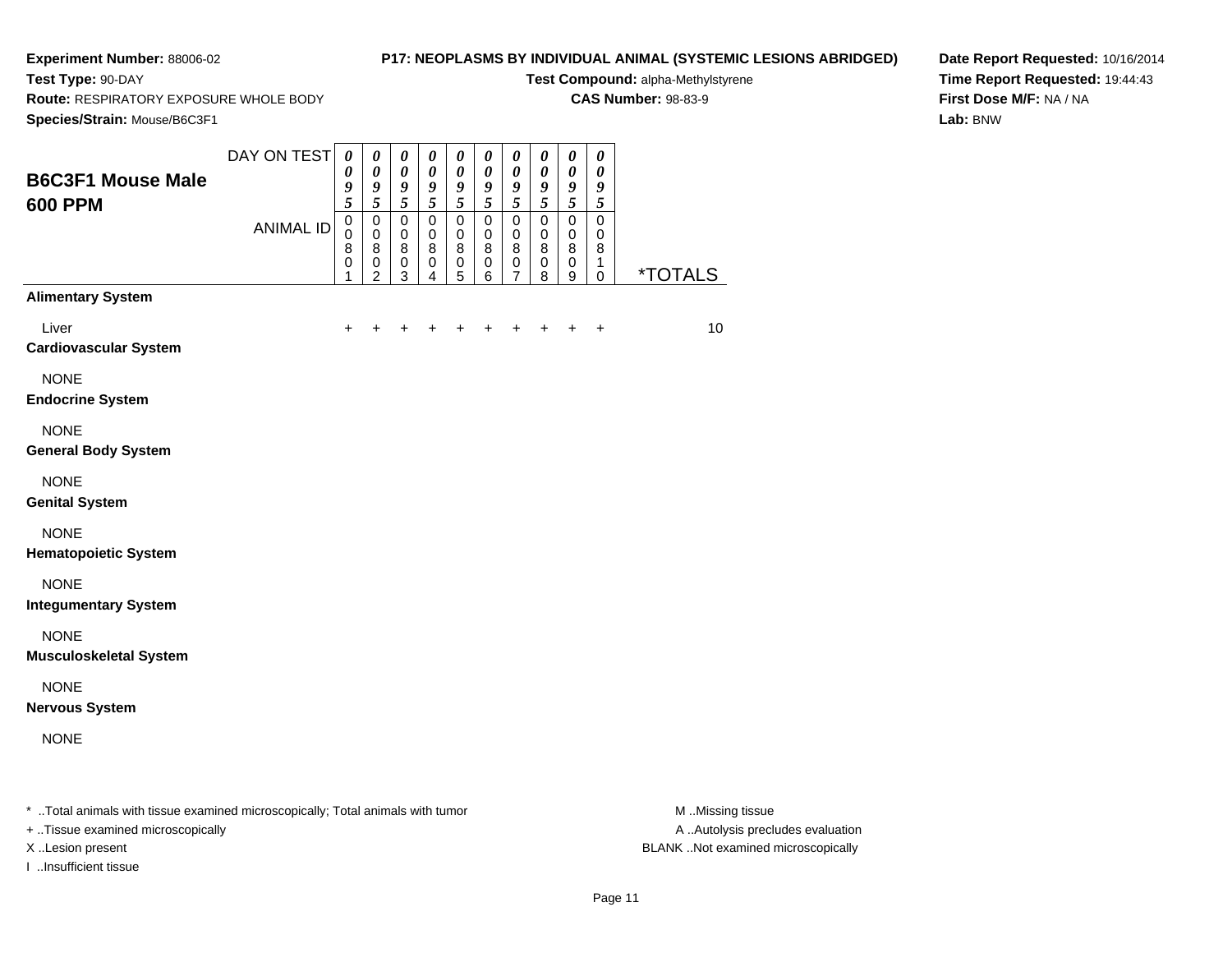**Experiment Number:** 88006-02
**Test Type:** 90-DAY
**Route:** RESPIRATORY EXPOSURE WHOLE BODY
**Species/Strain:** Mouse/B6C3F1

**P17: NEOPLASMS BY INDIVIDUAL ANIMAL (SYSTEMIC LESIONS ABRIDGED)**
**Test Compound:** alpha-Methylstyrene
**CAS Number:** 98-83-9

**Date Report Requested:** 10/16/2014
**Time Report Requested:** 19:44:43
**First Dose M/F:** NA / NA
**Lab:** BNW

## B6C3F1 Mouse Male 600 PPM

| DAY ON TEST | 0095 | 0095 | 0095 | 0095 | 0095 | 0095 | 0095 | 0095 | 0095 | 0095 | |
|---|---|---|---|---|---|---|---|---|---|---|---|
| ANIMAL ID | 00801 | 00802 | 00803 | 00804 | 00805 | 00806 | 00807 | 00808 | 00809 | 00810 | *TOTALS |
| **Alimentary System** | | | | | | | | | | | |
| Liver | + | + | + | + | + | + | + | + | + | + | 10 |
| **Cardiovascular System** | | | | | | | | | | | |
| NONE | | | | | | | | | | | |
| **Endocrine System** | | | | | | | | | | | |
| NONE | | | | | | | | | | | |
| **General Body System** | | | | | | | | | | | |
| NONE | | | | | | | | | | | |
| **Genital System** | | | | | | | | | | | |
| NONE | | | | | | | | | | | |
| **Hematopoietic System** | | | | | | | | | | | |
| NONE | | | | | | | | | | | |
| **Integumentary System** | | | | | | | | | | | |
| NONE | | | | | | | | | | | |
| **Musculoskeletal System** | | | | | | | | | | | |
| NONE | | | | | | | | | | | |
| **Nervous System** | | | | | | | | | | | |
| NONE | | | | | | | | | | | |

* ..Total animals with tissue examined microscopically; Total animals with tumor
+ ..Tissue examined microscopically
X ..Lesion present
I ..Insufficient tissue

M ..Missing tissue
A ..Autolysis precludes evaluation
BLANK ..Not examined microscopically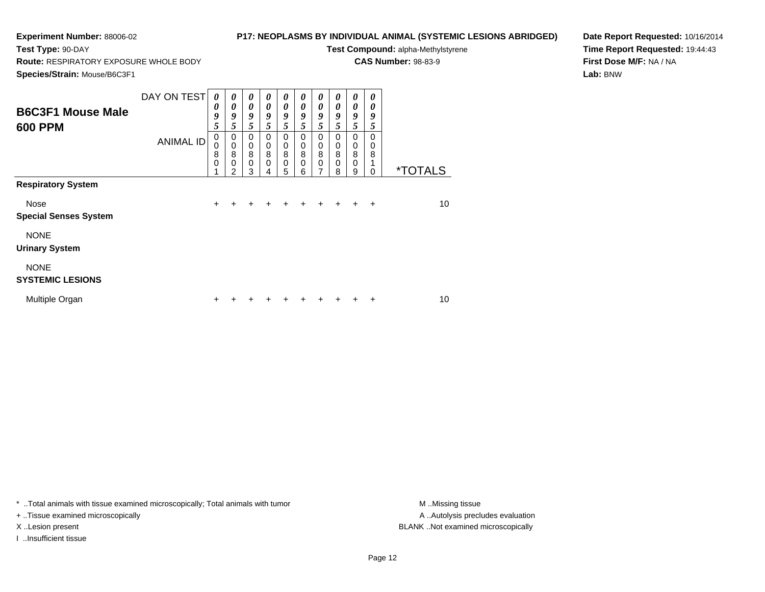**Experiment Number:** 88006-02

**Test Type:** 90-DAY

**Route:** RESPIRATORY EXPOSURE WHOLE BODY

**Species/Strain:** Mouse/B6C3F1

**P17: NEOPLASMS BY INDIVIDUAL ANIMAL (SYSTEMIC LESIONS ABRIDGED)**

**Test Compound:** alpha-Methylstyrene

**CAS Number:** 98-83-9

**Date Report Requested:** 10/16/2014

**Time Report Requested:** 19:44:43

**First Dose M/F:** NA / NA

**Lab:** BNW

## B6C3F1 Mouse Male 600 PPM

| DAY ON TEST | 0095 | 0095 | 0095 | 0095 | 0095 | 0095 | 0095 | 0095 | 0095 | 0095 | |
|---|---|---|---|---|---|---|---|---|---|---|---|
| ANIMAL ID | 00801 | 00802 | 00803 | 00804 | 00805 | 00806 | 00807 | 00808 | 00809 | 00810 | *TOTALS |
| **Respiratory System** | | | | | | | | | | | |
| Nose | + | + | + | + | + | + | + | + | + | + | 10 |
| **Special Senses System** | | | | | | | | | | | |
| NONE | | | | | | | | | | | |
| **Urinary System** | | | | | | | | | | | |
| NONE | | | | | | | | | | | |
| **SYSTEMIC LESIONS** | | | | | | | | | | | |
| Multiple Organ | + | + | + | + | + | + | + | + | + | + | 10 |

* ..Total animals with tissue examined microscopically; Total animals with tumor

+ ..Tissue examined microscopically

X ..Lesion present

I ..Insufficient tissue

M ..Missing tissue

A ..Autolysis precludes evaluation

BLANK ..Not examined microscopically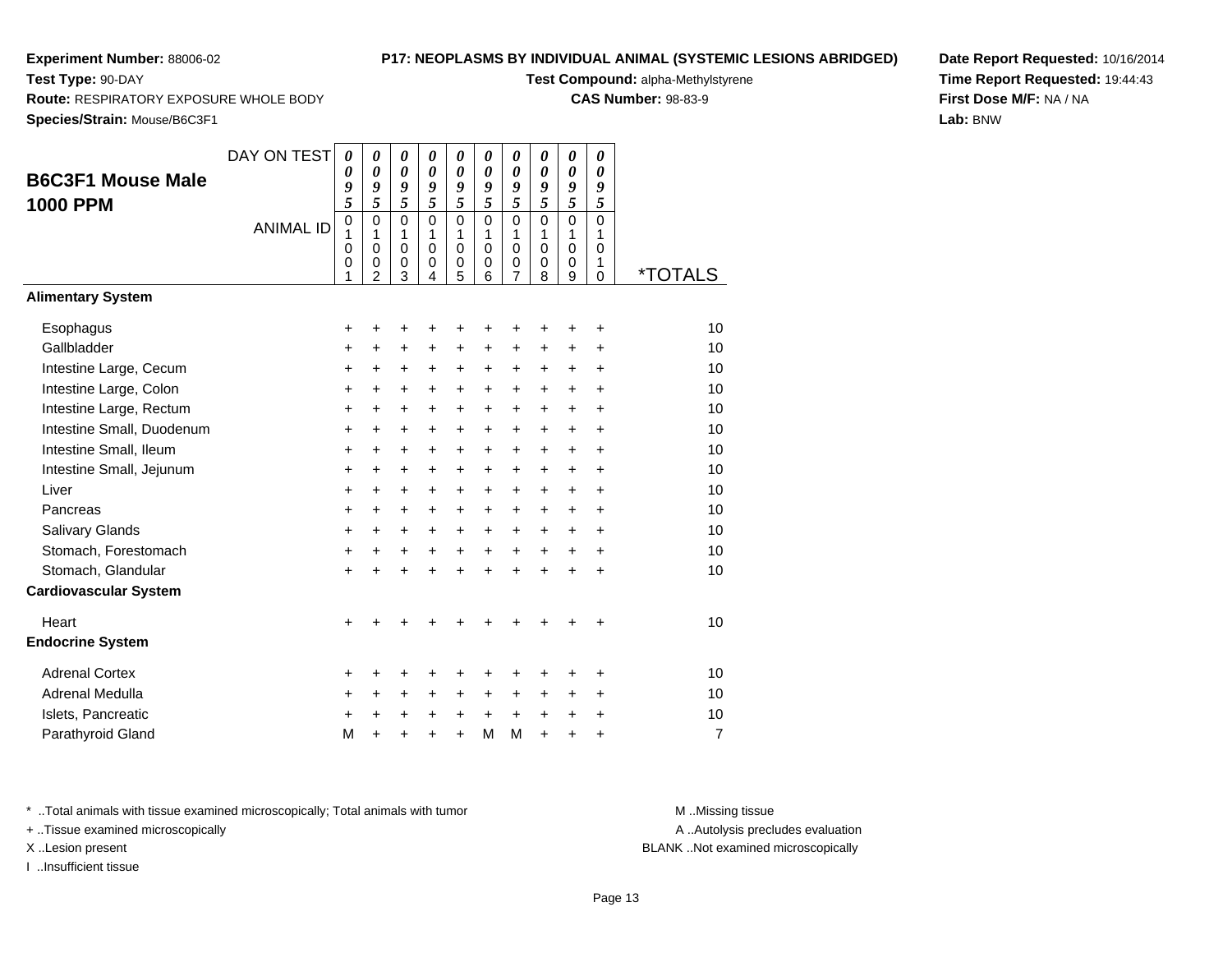**Experiment Number:** 88006-02
**Test Type:** 90-DAY
**Route:** RESPIRATORY EXPOSURE WHOLE BODY
**Species/Strain:** Mouse/B6C3F1

**P17: NEOPLASMS BY INDIVIDUAL ANIMAL (SYSTEMIC LESIONS ABRIDGED)**
**Test Compound:** alpha-Methylstyrene
**CAS Number:** 98-83-9

**Date Report Requested:** 10/16/2014
**Time Report Requested:** 19:44:43
**First Dose M/F:** NA / NA
**Lab:** BNW

## B6C3F1 Mouse Male 1000 PPM

| DAY ON TEST | 0095 | 0095 | 0095 | 0095 | 0095 | 0095 | 0095 | 0095 | 0095 | 0095 | |
|---|---|---|---|---|---|---|---|---|---|---|---|
| ANIMAL ID | 01001 | 01002 | 01003 | 01004 | 01005 | 01006 | 01007 | 01008 | 01009 | 01010 | *TOTALS |
| **Alimentary System** | | | | | | | | | | | |
| Esophagus | + | + | + | + | + | + | + | + | + | + | 10 |
| Gallbladder | + | + | + | + | + | + | + | + | + | + | 10 |
| Intestine Large, Cecum | + | + | + | + | + | + | + | + | + | + | 10 |
| Intestine Large, Colon | + | + | + | + | + | + | + | + | + | + | 10 |
| Intestine Large, Rectum | + | + | + | + | + | + | + | + | + | + | 10 |
| Intestine Small, Duodenum | + | + | + | + | + | + | + | + | + | + | 10 |
| Intestine Small, Ileum | + | + | + | + | + | + | + | + | + | + | 10 |
| Intestine Small, Jejunum | + | + | + | + | + | + | + | + | + | + | 10 |
| Liver | + | + | + | + | + | + | + | + | + | + | 10 |
| Pancreas | + | + | + | + | + | + | + | + | + | + | 10 |
| Salivary Glands | + | + | + | + | + | + | + | + | + | + | 10 |
| Stomach, Forestomach | + | + | + | + | + | + | + | + | + | + | 10 |
| Stomach, Glandular | + | + | + | + | + | + | + | + | + | + | 10 |
| **Cardiovascular System** | | | | | | | | | | | |
| Heart | + | + | + | + | + | + | + | + | + | + | 10 |
| **Endocrine System** | | | | | | | | | | | |
| Adrenal Cortex | + | + | + | + | + | + | + | + | + | + | 10 |
| Adrenal Medulla | + | + | + | + | + | + | + | + | + | + | 10 |
| Islets, Pancreatic | + | + | + | + | + | + | + | + | + | + | 10 |
| Parathyroid Gland | M | + | + | + | + | M | M | + | + | + | 7 |

* ..Total animals with tissue examined microscopically; Total animals with tumor
+ ..Tissue examined microscopically
X ..Lesion present
I ..Insufficient tissue

M ..Missing tissue
A ..Autolysis precludes evaluation
BLANK ..Not examined microscopically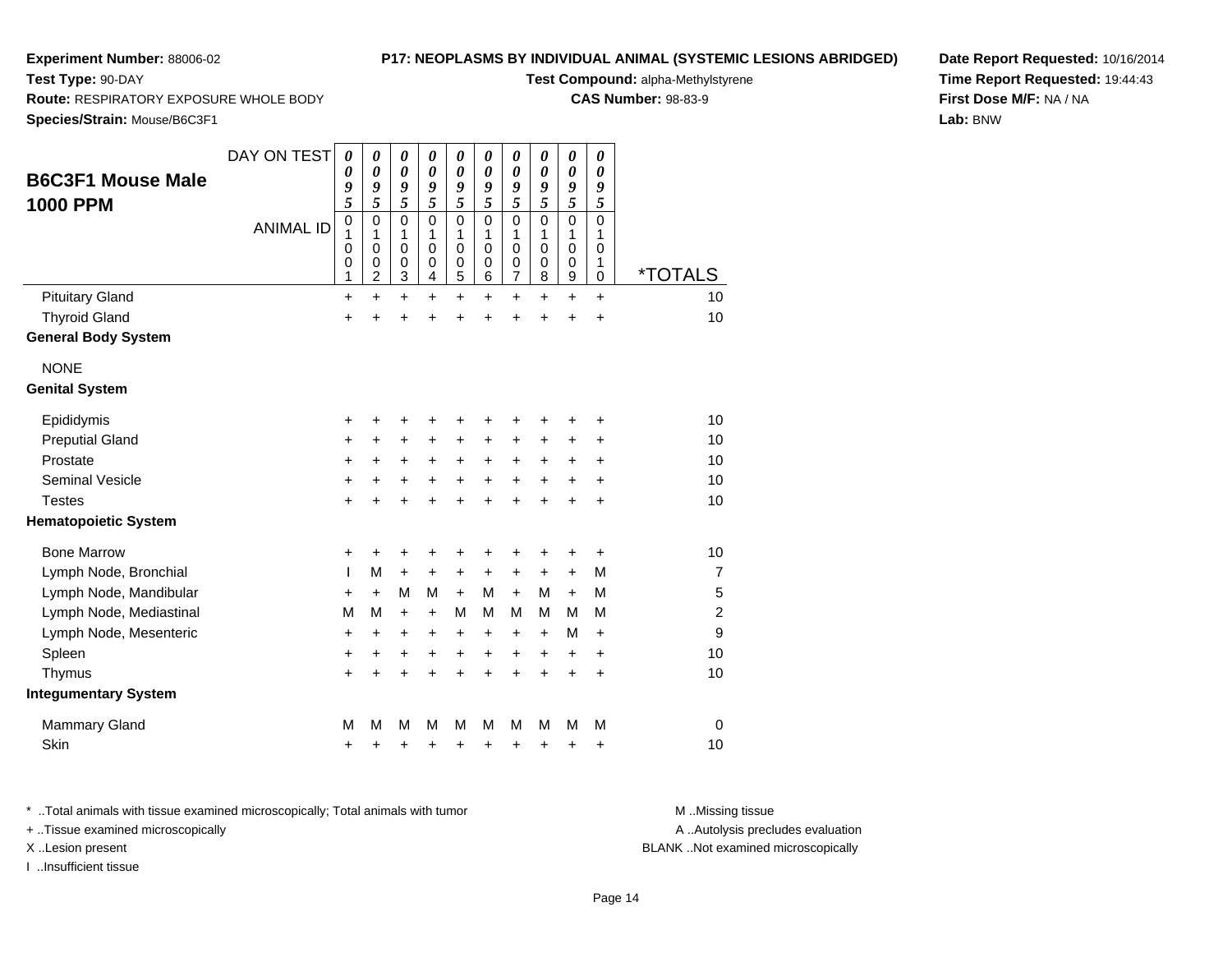**Experiment Number:** 88006-02
**Test Type:** 90-DAY
**Route:** RESPIRATORY EXPOSURE WHOLE BODY
**Species/Strain:** Mouse/B6C3F1

**P17: NEOPLASMS BY INDIVIDUAL ANIMAL (SYSTEMIC LESIONS ABRIDGED)**
**Test Compound:** alpha-Methylstyrene
**CAS Number:** 98-83-9

**Date Report Requested:** 10/16/2014
**Time Report Requested:** 19:44:43
**First Dose M/F:** NA / NA
**Lab:** BNW

## B6C3F1 Mouse Male 1000 PPM

| DAY ON TEST | 0095 | 0095 | 0095 | 0095 | 0095 | 0095 | 0095 | 0095 | 0095 | 0095 | |
|---|---|---|---|---|---|---|---|---|---|---|---|
| ANIMAL ID | 01001 | 01002 | 01003 | 01004 | 01005 | 01006 | 01007 | 01008 | 01009 | 01010 | *TOTALS |
| Pituitary Gland | + | + | + | + | + | + | + | + | + | + | 10 |
| Thyroid Gland | + | + | + | + | + | + | + | + | + | + | 10 |
| **General Body System** | | | | | | | | | | | |
| NONE | | | | | | | | | | | |
| **Genital System** | | | | | | | | | | | |
| Epididymis | + | + | + | + | + | + | + | + | + | + | 10 |
| Preputial Gland | + | + | + | + | + | + | + | + | + | + | 10 |
| Prostate | + | + | + | + | + | + | + | + | + | + | 10 |
| Seminal Vesicle | + | + | + | + | + | + | + | + | + | + | 10 |
| Testes | + | + | + | + | + | + | + | + | + | + | 10 |
| **Hematopoietic System** | | | | | | | | | | | |
| Bone Marrow | + | + | + | + | + | + | + | + | + | + | 10 |
| Lymph Node, Bronchial | I | M | + | + | + | + | + | + | + | M | 7 |
| Lymph Node, Mandibular | + | + | M | M | + | M | + | M | + | M | 5 |
| Lymph Node, Mediastinal | M | M | + | + | M | M | M | M | M | M | 2 |
| Lymph Node, Mesenteric | + | + | + | + | + | + | + | + | M | + | 9 |
| Spleen | + | + | + | + | + | + | + | + | + | + | 10 |
| Thymus | + | + | + | + | + | + | + | + | + | + | 10 |
| **Integumentary System** | | | | | | | | | | | |
| Mammary Gland | M | M | M | M | M | M | M | M | M | M | 0 |
| Skin | + | + | + | + | + | + | + | + | + | + | 10 |

* ..Total animals with tissue examined microscopically; Total animals with tumor
+ ..Tissue examined microscopically
X ..Lesion present
I ..Insufficient tissue

M ..Missing tissue
A ..Autolysis precludes evaluation
BLANK ..Not examined microscopically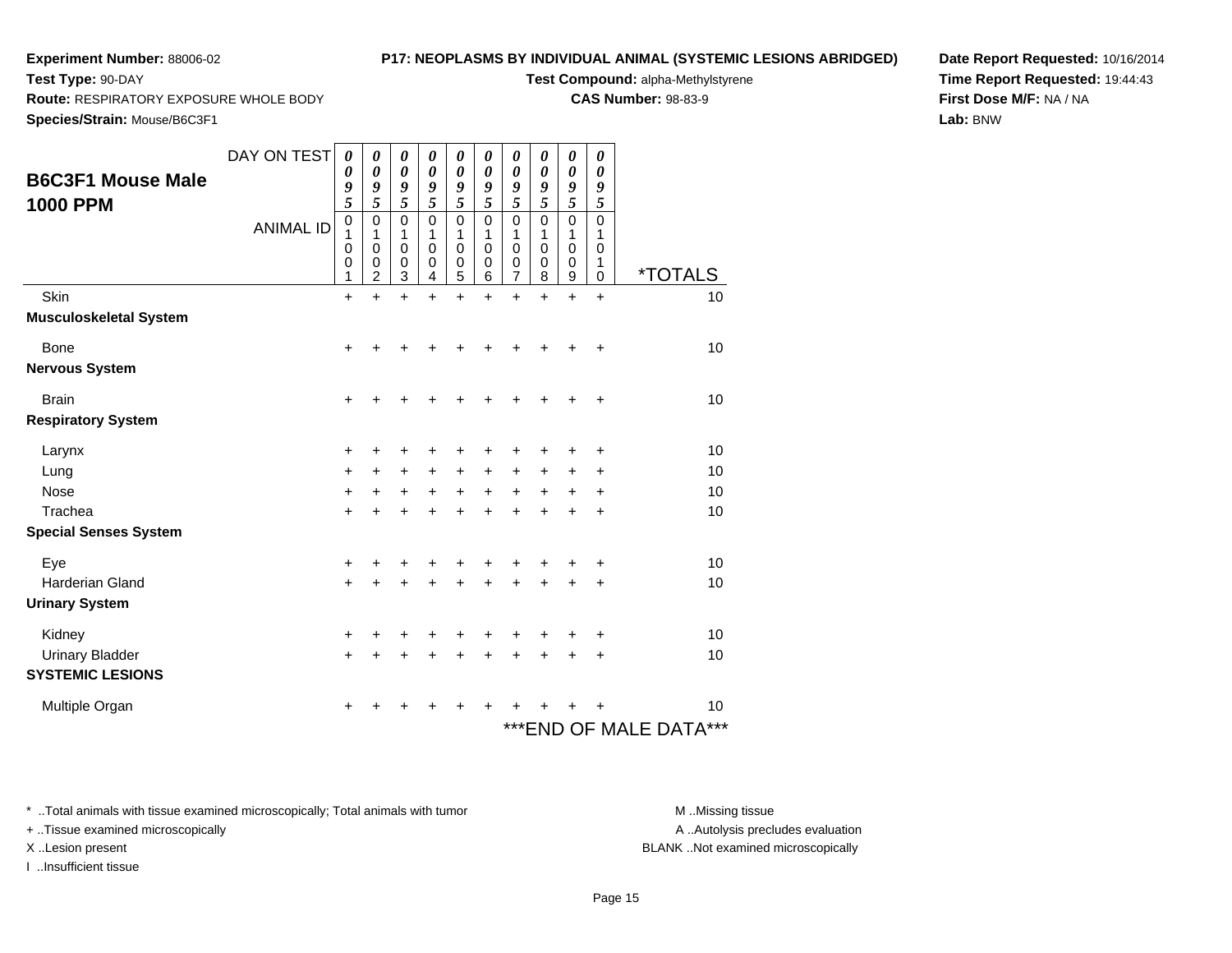**Experiment Number:** 88006-02
**Test Type:** 90-DAY
**Route:** RESPIRATORY EXPOSURE WHOLE BODY
**Species/Strain:** Mouse/B6C3F1

**P17: NEOPLASMS BY INDIVIDUAL ANIMAL (SYSTEMIC LESIONS ABRIDGED)**
**Test Compound:** alpha-Methylstyrene
**CAS Number:** 98-83-9

**Date Report Requested:** 10/16/2014
**Time Report Requested:** 19:44:43
**First Dose M/F:** NA / NA
**Lab:** BNW

## B6C3F1 Mouse Male 1000 PPM

| DAY ON TEST | 0095 | 0095 | 0095 | 0095 | 0095 | 0095 | 0095 | 0095 | 0095 | 0095 | |
|---|---|---|---|---|---|---|---|---|---|---|---|
| ANIMAL ID | 01001 | 01002 | 01003 | 01004 | 01005 | 01006 | 01007 | 01008 | 01009 | 01010 | *TOTALS |
| Skin | + | + | + | + | + | + | + | + | + | + | 10 |
| **Musculoskeletal System** | | | | | | | | | | | |
| Bone | + | + | + | + | + | + | + | + | + | + | 10 |
| **Nervous System** | | | | | | | | | | | |
| Brain | + | + | + | + | + | + | + | + | + | + | 10 |
| **Respiratory System** | | | | | | | | | | | |
| Larynx | + | + | + | + | + | + | + | + | + | + | 10 |
| Lung | + | + | + | + | + | + | + | + | + | + | 10 |
| Nose | + | + | + | + | + | + | + | + | + | + | 10 |
| Trachea | + | + | + | + | + | + | + | + | + | + | 10 |
| **Special Senses System** | | | | | | | | | | | |
| Eye | + | + | + | + | + | + | + | + | + | + | 10 |
| Harderian Gland | + | + | + | + | + | + | + | + | + | + | 10 |
| **Urinary System** | | | | | | | | | | | |
| Kidney | + | + | + | + | + | + | + | + | + | + | 10 |
| Urinary Bladder | + | + | + | + | + | + | + | + | + | + | 10 |
| **SYSTEMIC LESIONS** | | | | | | | | | | | |
| Multiple Organ | + | + | + | + | + | + | + | + | + | + | 10 |

***END OF MALE DATA***

* ..Total animals with tissue examined microscopically; Total animals with tumor
+ ..Tissue examined microscopically
X ..Lesion present
I ..Insufficient tissue

M ..Missing tissue
A ..Autolysis precludes evaluation
BLANK ..Not examined microscopically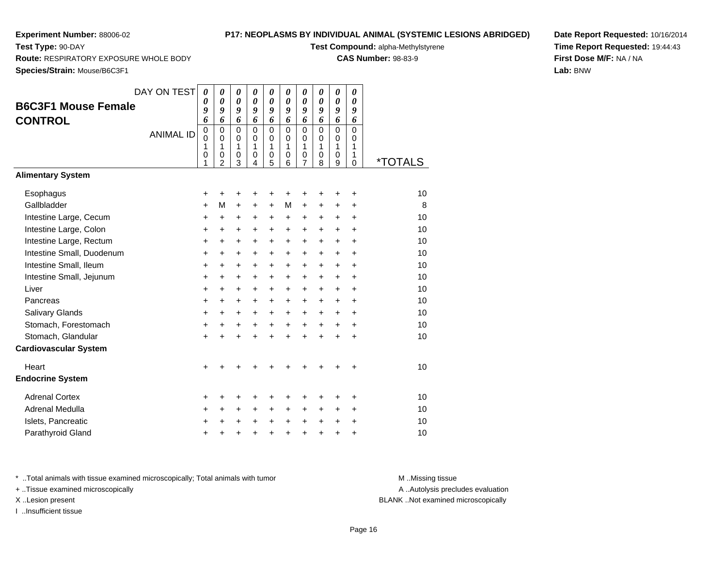**Experiment Number:** 88006-02
**Test Type:** 90-DAY
**Route:** RESPIRATORY EXPOSURE WHOLE BODY
**Species/Strain:** Mouse/B6C3F1

**P17: NEOPLASMS BY INDIVIDUAL ANIMAL (SYSTEMIC LESIONS ABRIDGED)**
**Test Compound:** alpha-Methylstyrene
**CAS Number:** 98-83-9

**Date Report Requested:** 10/16/2014
**Time Report Requested:** 19:44:43
**First Dose M/F:** NA / NA
**Lab:** BNW

## B6C3F1 Mouse Female CONTROL

| DAY ON TEST | 0096 | 0096 | 0096 | 0096 | 0096 | 0096 | 0096 | 0096 | 0096 | 0096 | |
|---|---|---|---|---|---|---|---|---|---|---|---|
| ANIMAL ID | 00101 | 00102 | 00103 | 00104 | 00105 | 00106 | 00107 | 00108 | 00109 | 00110 | *TOTALS |
| **Alimentary System** | | | | | | | | | | | |
| Esophagus | + | + | + | + | + | + | + | + | + | + | 10 |
| Gallbladder | + | M | + | + | + | M | + | + | + | + | 8 |
| Intestine Large, Cecum | + | + | + | + | + | + | + | + | + | + | 10 |
| Intestine Large, Colon | + | + | + | + | + | + | + | + | + | + | 10 |
| Intestine Large, Rectum | + | + | + | + | + | + | + | + | + | + | 10 |
| Intestine Small, Duodenum | + | + | + | + | + | + | + | + | + | + | 10 |
| Intestine Small, Ileum | + | + | + | + | + | + | + | + | + | + | 10 |
| Intestine Small, Jejunum | + | + | + | + | + | + | + | + | + | + | 10 |
| Liver | + | + | + | + | + | + | + | + | + | + | 10 |
| Pancreas | + | + | + | + | + | + | + | + | + | + | 10 |
| Salivary Glands | + | + | + | + | + | + | + | + | + | + | 10 |
| Stomach, Forestomach | + | + | + | + | + | + | + | + | + | + | 10 |
| Stomach, Glandular | + | + | + | + | + | + | + | + | + | + | 10 |
| **Cardiovascular System** | | | | | | | | | | | |
| Heart | + | + | + | + | + | + | + | + | + | + | 10 |
| **Endocrine System** | | | | | | | | | | | |
| Adrenal Cortex | + | + | + | + | + | + | + | + | + | + | 10 |
| Adrenal Medulla | + | + | + | + | + | + | + | + | + | + | 10 |
| Islets, Pancreatic | + | + | + | + | + | + | + | + | + | + | 10 |
| Parathyroid Gland | + | + | + | + | + | + | + | + | + | + | 10 |

\* ..Total animals with tissue examined microscopically; Total animals with tumor
+ ..Tissue examined microscopically
X ..Lesion present
I ..Insufficient tissue

M ..Missing tissue
A ..Autolysis precludes evaluation
BLANK ..Not examined microscopically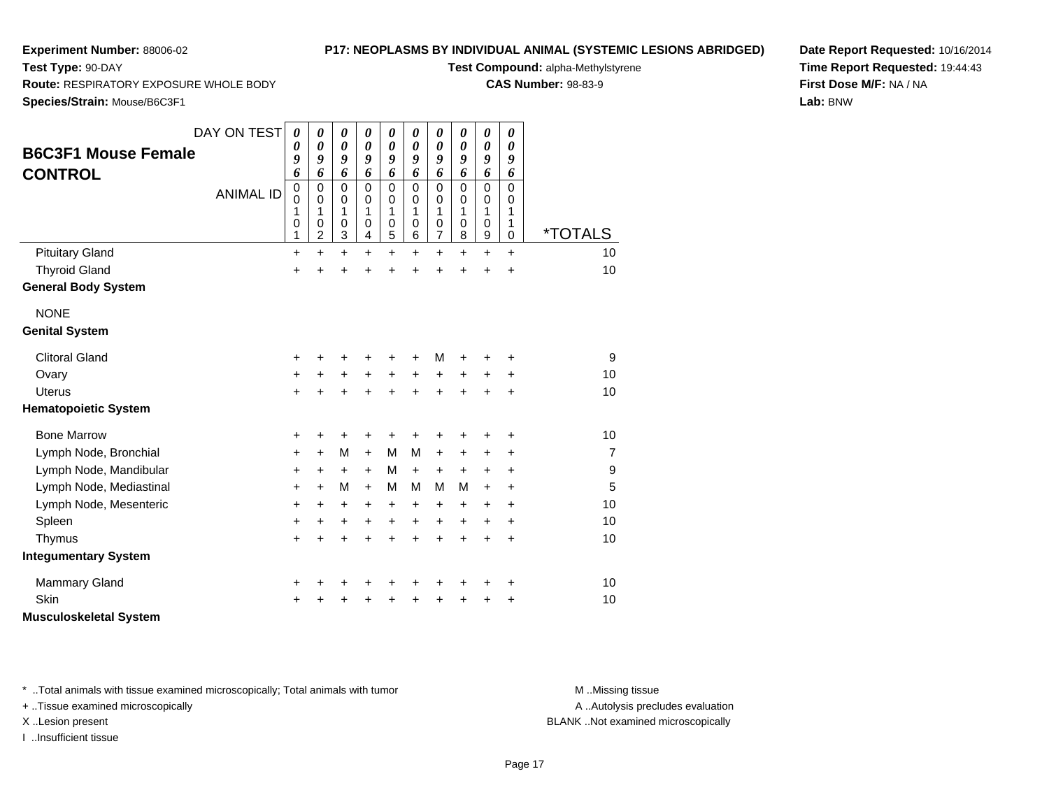**Experiment Number:** 88006-02
**Test Type:** 90-DAY
**Route:** RESPIRATORY EXPOSURE WHOLE BODY
**Species/Strain:** Mouse/B6C3F1

**P17: NEOPLASMS BY INDIVIDUAL ANIMAL (SYSTEMIC LESIONS ABRIDGED)**
**Test Compound:** alpha-Methylstyrene
**CAS Number:** 98-83-9

**Date Report Requested:** 10/16/2014
**Time Report Requested:** 19:44:43
**First Dose M/F:** NA / NA
**Lab:** BNW

## B6C3F1 Mouse Female CONTROL

| DAY ON TEST | 0096 | 0096 | 0096 | 0096 | 0096 | 0096 | 0096 | 0096 | 0096 | 0096 | |
|---|---|---|---|---|---|---|---|---|---|---|---|
| ANIMAL ID | 00101 | 00102 | 00103 | 00104 | 00105 | 00106 | 00107 | 00108 | 00109 | 00110 | *TOTALS |
| Pituitary Gland | + | + | + | + | + | + | + | + | + | + | 10 |
| Thyroid Gland | + | + | + | + | + | + | + | + | + | + | 10 |
| **General Body System** | | | | | | | | | | | |
| NONE | | | | | | | | | | | |
| **Genital System** | | | | | | | | | | | |
| Clitoral Gland | + | + | + | + | + | + | M | + | + | + | 9 |
| Ovary | + | + | + | + | + | + | + | + | + | + | 10 |
| Uterus | + | + | + | + | + | + | + | + | + | + | 10 |
| **Hematopoietic System** | | | | | | | | | | | |
| Bone Marrow | + | + | + | + | + | + | + | + | + | + | 10 |
| Lymph Node, Bronchial | + | + | M | + | M | M | + | + | + | + | 7 |
| Lymph Node, Mandibular | + | + | + | + | M | + | + | + | + | + | 9 |
| Lymph Node, Mediastinal | + | + | M | + | M | M | M | M | + | + | 5 |
| Lymph Node, Mesenteric | + | + | + | + | + | + | + | + | + | + | 10 |
| Spleen | + | + | + | + | + | + | + | + | + | + | 10 |
| Thymus | + | + | + | + | + | + | + | + | + | + | 10 |
| **Integumentary System** | | | | | | | | | | | |
| Mammary Gland | + | + | + | + | + | + | + | + | + | + | 10 |
| Skin | + | + | + | + | + | + | + | + | + | + | 10 |
| **Musculoskeletal System** | | | | | | | | | | | |

* ..Total animals with tissue examined microscopically; Total animals with tumor
+ ..Tissue examined microscopically
X ..Lesion present
I ..Insufficient tissue

M ..Missing tissue
A ..Autolysis precludes evaluation
BLANK ..Not examined microscopically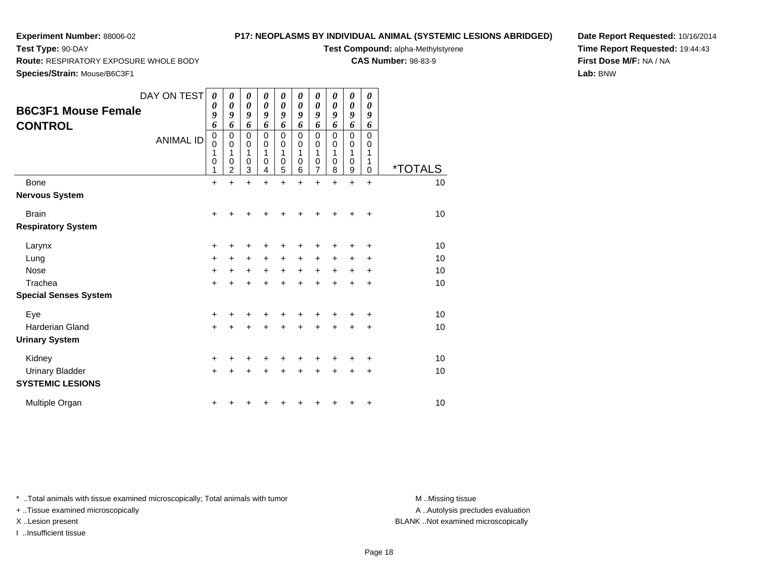**Experiment Number:** 88006-02
**Test Type:** 90-DAY
**Route:** RESPIRATORY EXPOSURE WHOLE BODY
**Species/Strain:** Mouse/B6C3F1

**P17: NEOPLASMS BY INDIVIDUAL ANIMAL (SYSTEMIC LESIONS ABRIDGED)**
**Test Compound:** alpha-Methylstyrene
**CAS Number:** 98-83-9

**Date Report Requested:** 10/16/2014
**Time Report Requested:** 19:44:43
**First Dose M/F:** NA / NA
**Lab:** BNW

## B6C3F1 Mouse Female CONTROL

| DAY ON TEST | 0096 | 0096 | 0096 | 0096 | 0096 | 0096 | 0096 | 0096 | 0096 | 0096 | |
|---|---|---|---|---|---|---|---|---|---|---|---|
| ANIMAL ID | 00101 | 00102 | 00103 | 00104 | 00105 | 00106 | 00107 | 00108 | 00109 | 00110 | *TOTALS |
| Bone | + | + | + | + | + | + | + | + | + | + | 10 |
| **Nervous System** | | | | | | | | | | | |
| Brain | + | + | + | + | + | + | + | + | + | + | 10 |
| **Respiratory System** | | | | | | | | | | | |
| Larynx | + | + | + | + | + | + | + | + | + | + | 10 |
| Lung | + | + | + | + | + | + | + | + | + | + | 10 |
| Nose | + | + | + | + | + | + | + | + | + | + | 10 |
| Trachea | + | + | + | + | + | + | + | + | + | + | 10 |
| **Special Senses System** | | | | | | | | | | | |
| Eye | + | + | + | + | + | + | + | + | + | + | 10 |
| Harderian Gland | + | + | + | + | + | + | + | + | + | + | 10 |
| **Urinary System** | | | | | | | | | | | |
| Kidney | + | + | + | + | + | + | + | + | + | + | 10 |
| Urinary Bladder | + | + | + | + | + | + | + | + | + | + | 10 |
| **SYSTEMIC LESIONS** | | | | | | | | | | | |
| Multiple Organ | + | + | + | + | + | + | + | + | + | + | 10 |

* ..Total animals with tissue examined microscopically; Total animals with tumor
+ ..Tissue examined microscopically
X ..Lesion present
I ..Insufficient tissue

M ..Missing tissue
A ..Autolysis precludes evaluation
BLANK ..Not examined microscopically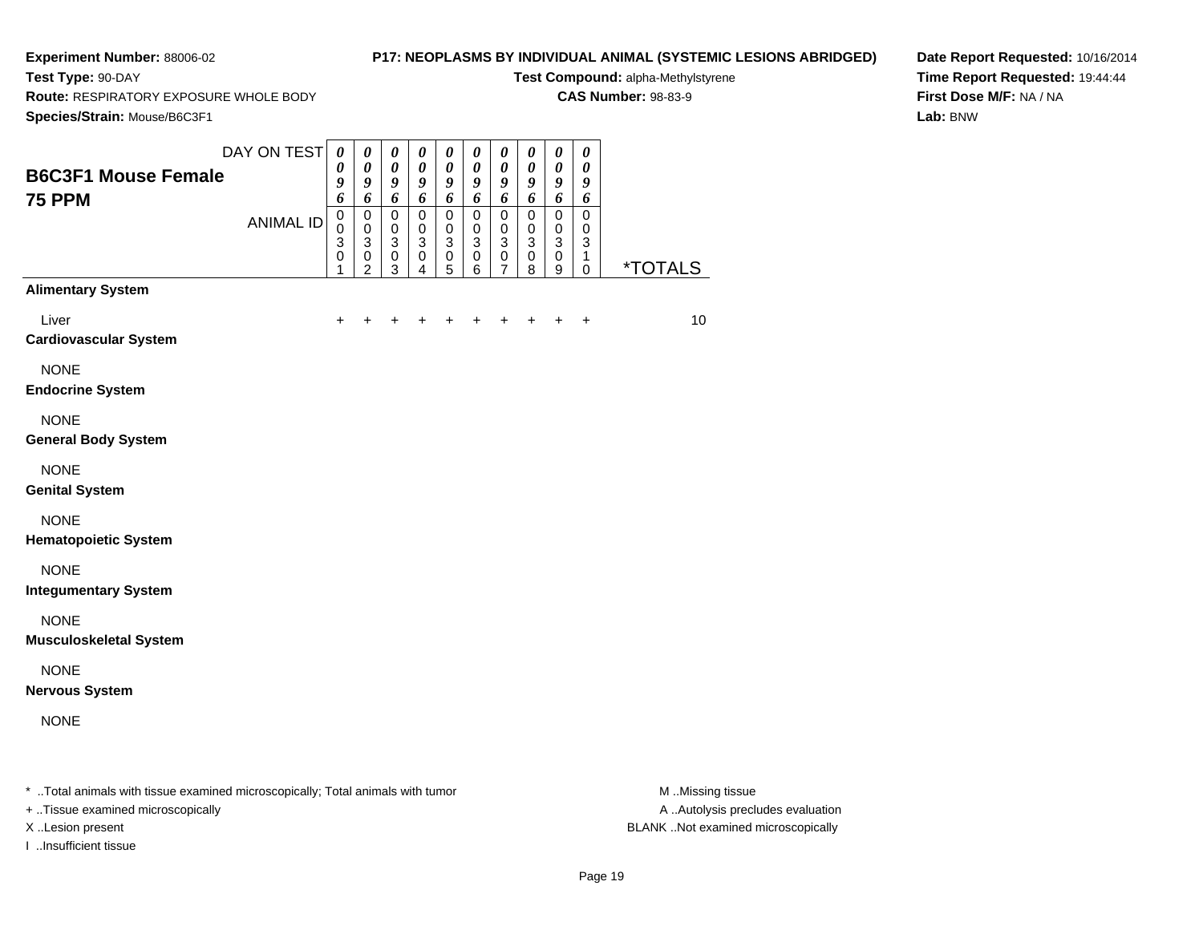**Experiment Number:** 88006-02
**Test Type:** 90-DAY
**Route:** RESPIRATORY EXPOSURE WHOLE BODY
**Species/Strain:** Mouse/B6C3F1

**P17: NEOPLASMS BY INDIVIDUAL ANIMAL (SYSTEMIC LESIONS ABRIDGED)**
**Test Compound:** alpha-Methylstyrene
**CAS Number:** 98-83-9

**Date Report Requested:** 10/16/2014
**Time Report Requested:** 19:44:44
**First Dose M/F:** NA / NA
**Lab:** BNW

## B6C3F1 Mouse Female
## 75 PPM

| DAY ON TEST | 0096 | 0096 | 0096 | 0096 | 0096 | 0096 | 0096 | 0096 | 0096 | 0096 | |
|---|---|---|---|---|---|---|---|---|---|---|---|
| ANIMAL ID | 00301 | 00302 | 00303 | 00304 | 00305 | 00306 | 00307 | 00308 | 00309 | 00310 | *TOTALS |
| **Alimentary System** | | | | | | | | | | | |
| Liver | + | + | + | + | + | + | + | + | + | + | 10 |
| **Cardiovascular System** | | | | | | | | | | | |
| NONE | | | | | | | | | | | |
| **Endocrine System** | | | | | | | | | | | |
| NONE | | | | | | | | | | | |
| **General Body System** | | | | | | | | | | | |
| NONE | | | | | | | | | | | |
| **Genital System** | | | | | | | | | | | |
| NONE | | | | | | | | | | | |
| **Hematopoietic System** | | | | | | | | | | | |
| NONE | | | | | | | | | | | |
| **Integumentary System** | | | | | | | | | | | |
| NONE | | | | | | | | | | | |
| **Musculoskeletal System** | | | | | | | | | | | |
| NONE | | | | | | | | | | | |
| **Nervous System** | | | | | | | | | | | |
| NONE | | | | | | | | | | | |

* ..Total animals with tissue examined microscopically; Total animals with tumor
+ ..Tissue examined microscopically
X ..Lesion present
I ..Insufficient tissue

M ..Missing tissue
A ..Autolysis precludes evaluation
BLANK ..Not examined microscopically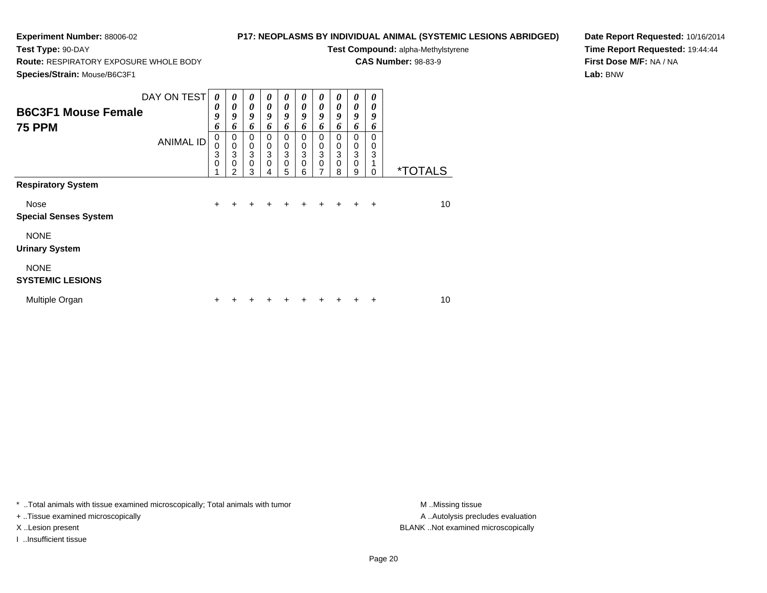**Experiment Number:** 88006-02
**Test Type:** 90-DAY
**Route:** RESPIRATORY EXPOSURE WHOLE BODY
**Species/Strain:** Mouse/B6C3F1

**P17: NEOPLASMS BY INDIVIDUAL ANIMAL (SYSTEMIC LESIONS ABRIDGED)**
**Test Compound:** alpha-Methylstyrene
**CAS Number:** 98-83-9

**Date Report Requested:** 10/16/2014
**Time Report Requested:** 19:44:44
**First Dose M/F:** NA / NA
**Lab:** BNW

## B6C3F1 Mouse Female
## 75 PPM

| DAY ON TEST | 0096 | 0096 | 0096 | 0096 | 0096 | 0096 | 0096 | 0096 | 0096 | 0096 | |
|---|---|---|---|---|---|---|---|---|---|---|---|
| ANIMAL ID | 00301 | 00302 | 00303 | 00304 | 00305 | 00306 | 00307 | 00308 | 00309 | 00310 | *TOTALS |
| **Respiratory System** | | | | | | | | | | | |
| Nose | + | + | + | + | + | + | + | + | + | + | 10 |
| **Special Senses System** | | | | | | | | | | | |
| NONE | | | | | | | | | | | |
| **Urinary System** | | | | | | | | | | | |
| NONE | | | | | | | | | | | |
| **SYSTEMIC LESIONS** | | | | | | | | | | | |
| Multiple Organ | + | + | + | + | + | + | + | + | + | + | 10 |

* ..Total animals with tissue examined microscopically; Total animals with tumor
+ ..Tissue examined microscopically
X ..Lesion present
I ..Insufficient tissue

M ..Missing tissue
A ..Autolysis precludes evaluation
BLANK ..Not examined microscopically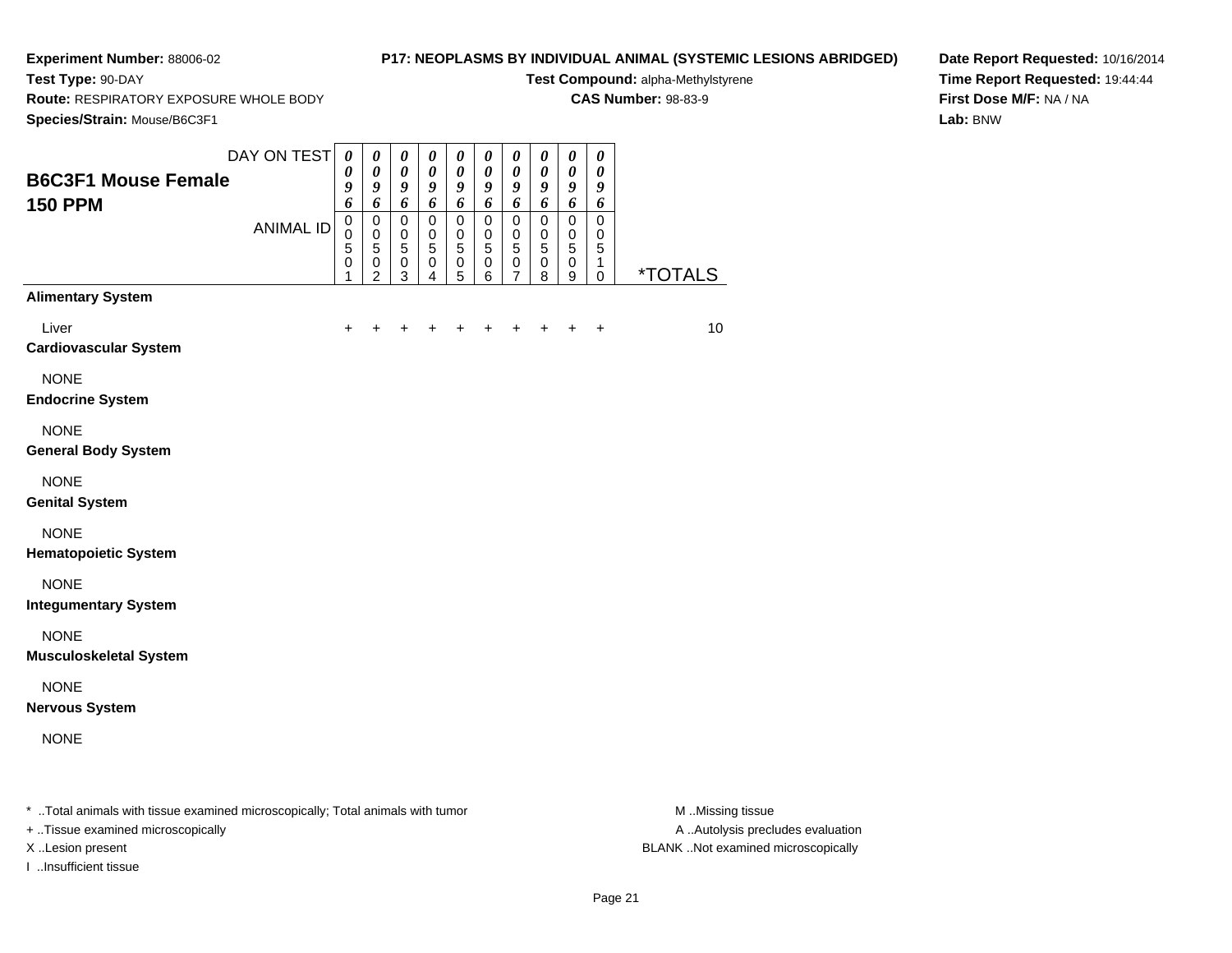**Experiment Number:** 88006-02
**Test Type:** 90-DAY
**Route:** RESPIRATORY EXPOSURE WHOLE BODY
**Species/Strain:** Mouse/B6C3F1

**P17: NEOPLASMS BY INDIVIDUAL ANIMAL (SYSTEMIC LESIONS ABRIDGED)**
**Test Compound:** alpha-Methylstyrene
**CAS Number:** 98-83-9

**Date Report Requested:** 10/16/2014
**Time Report Requested:** 19:44:44
**First Dose M/F:** NA / NA
**Lab:** BNW

## B6C3F1 Mouse Female
## 150 PPM

| DAY ON TEST | 0096 | 0096 | 0096 | 0096 | 0096 | 0096 | 0096 | 0096 | 0096 | 0096 | |
|---|---|---|---|---|---|---|---|---|---|---|---|
| ANIMAL ID | 00501 | 00502 | 00503 | 00504 | 00505 | 00506 | 00507 | 00508 | 00509 | 00510 | *TOTALS |
| **Alimentary System** | | | | | | | | | | | |
| Liver | + | + | + | + | + | + | + | + | + | + | 10 |
| **Cardiovascular System** | | | | | | | | | | | |
| NONE | | | | | | | | | | | |
| **Endocrine System** | | | | | | | | | | | |
| NONE | | | | | | | | | | | |
| **General Body System** | | | | | | | | | | | |
| NONE | | | | | | | | | | | |
| **Genital System** | | | | | | | | | | | |
| NONE | | | | | | | | | | | |
| **Hematopoietic System** | | | | | | | | | | | |
| NONE | | | | | | | | | | | |
| **Integumentary System** | | | | | | | | | | | |
| NONE | | | | | | | | | | | |
| **Musculoskeletal System** | | | | | | | | | | | |
| NONE | | | | | | | | | | | |
| **Nervous System** | | | | | | | | | | | |
| NONE | | | | | | | | | | | |

* ..Total animals with tissue examined microscopically; Total animals with tumor
+ ..Tissue examined microscopically
X ..Lesion present
I ..Insufficient tissue

M ..Missing tissue
A ..Autolysis precludes evaluation
BLANK ..Not examined microscopically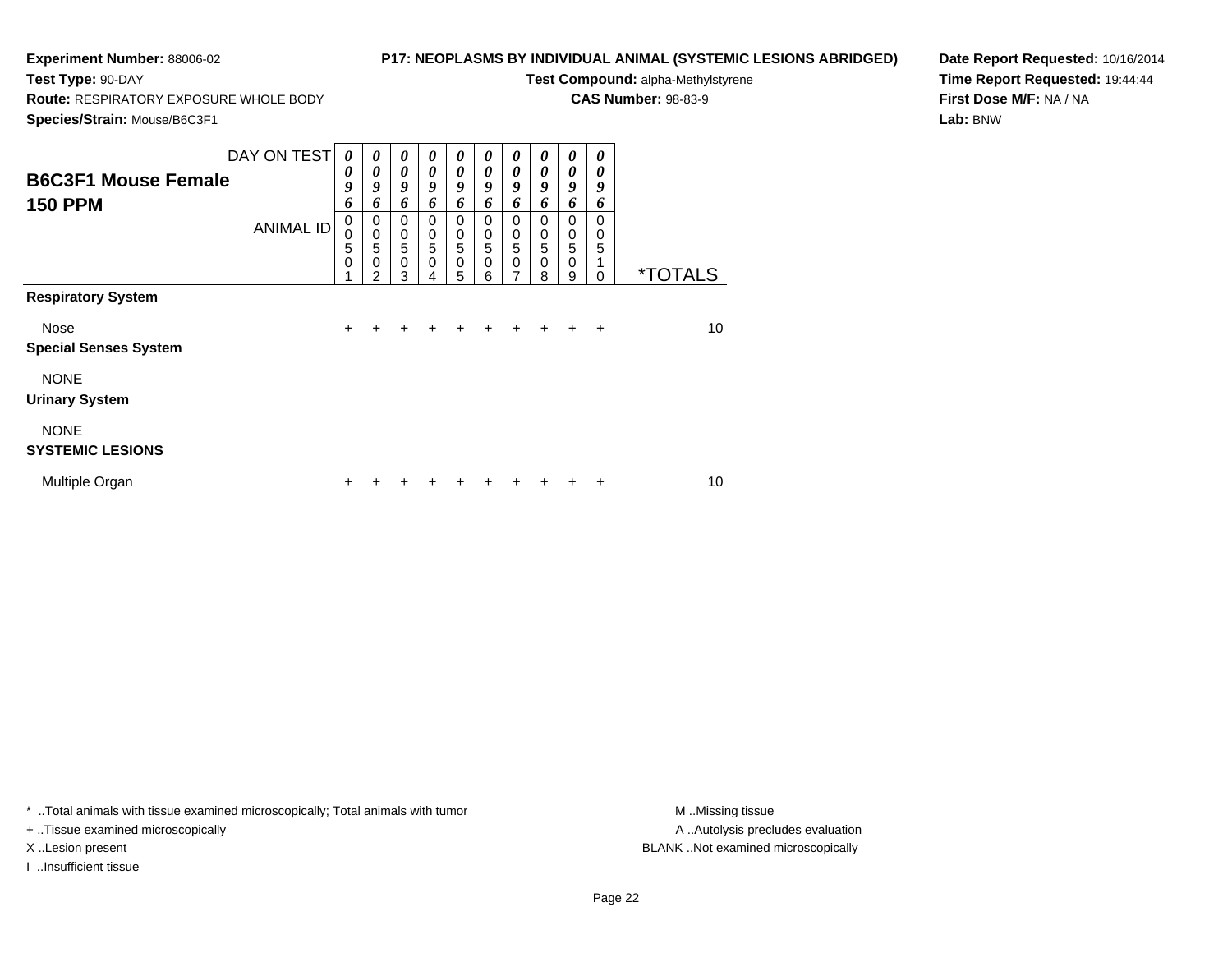**Experiment Number:** 88006-02
**Test Type:** 90-DAY
**Route:** RESPIRATORY EXPOSURE WHOLE BODY
**Species/Strain:** Mouse/B6C3F1

**P17: NEOPLASMS BY INDIVIDUAL ANIMAL (SYSTEMIC LESIONS ABRIDGED)**
**Test Compound:** alpha-Methylstyrene
**CAS Number:** 98-83-9

**Date Report Requested:** 10/16/2014
**Time Report Requested:** 19:44:44
**First Dose M/F:** NA / NA
**Lab:** BNW

| B6C3F1 Mouse Female 150 PPM | | | | | | | | | | | |
|---|---|---|---|---|---|---|---|---|---|---|---|
| DAY ON TEST | 0096 | 0096 | 0096 | 0096 | 0096 | 0096 | 0096 | 0096 | 0096 | 0096 | |
| ANIMAL ID | 00501 | 00502 | 00503 | 00504 | 00505 | 00506 | 00507 | 00508 | 00509 | 00510 | *TOTALS |
| **Respiratory System** | | | | | | | | | | | |
| Nose | + | + | + | + | + | + | + | + | + | + | 10 |
| **Special Senses System** | | | | | | | | | | | |
| NONE | | | | | | | | | | | |
| **Urinary System** | | | | | | | | | | | |
| NONE | | | | | | | | | | | |
| **SYSTEMIC LESIONS** | | | | | | | | | | | |
| Multiple Organ | + | + | + | + | + | + | + | + | + | + | 10 |

* ..Total animals with tissue examined microscopically; Total animals with tumor
+ ..Tissue examined microscopically
X ..Lesion present
I ..Insufficient tissue

M ..Missing tissue
A ..Autolysis precludes evaluation
BLANK ..Not examined microscopically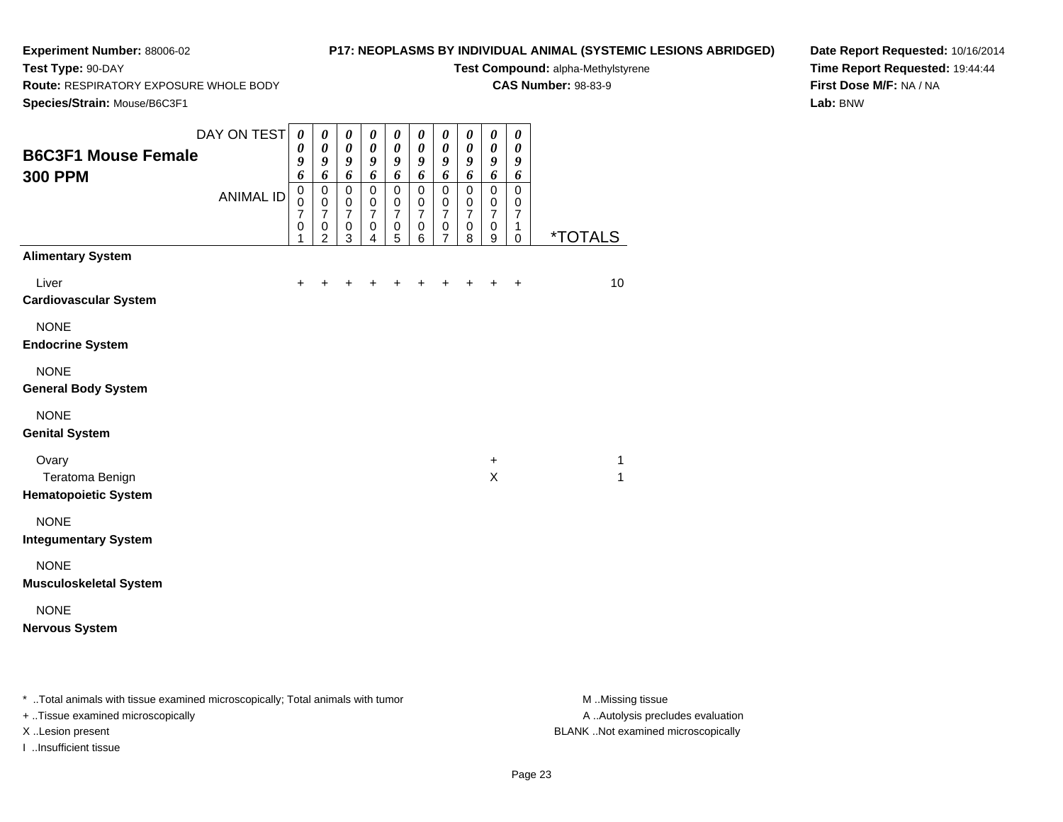**Experiment Number:** 88006-02
**Test Type:** 90-DAY
**Route:** RESPIRATORY EXPOSURE WHOLE BODY
**Species/Strain:** Mouse/B6C3F1

**P17: NEOPLASMS BY INDIVIDUAL ANIMAL (SYSTEMIC LESIONS ABRIDGED)**
**Test Compound:** alpha-Methylstyrene
**CAS Number:** 98-83-9

**Date Report Requested:** 10/16/2014
**Time Report Requested:** 19:44:44
**First Dose M/F:** NA / NA
**Lab:** BNW

## B6C3F1 Mouse Female
## 300 PPM

| DAY ON TEST | 0096 | 0096 | 0096 | 0096 | 0096 | 0096 | 0096 | 0096 | 0096 | 0096 | |
|---|---|---|---|---|---|---|---|---|---|---|---|
| ANIMAL ID | 00701 | 00702 | 00703 | 00704 | 00705 | 00706 | 00707 | 00708 | 00709 | 00710 | *TOTALS |
| **Alimentary System** | | | | | | | | | | | |
| Liver | + | + | + | + | + | + | + | + | + | + | 10 |
| **Cardiovascular System** | | | | | | | | | | | |
| NONE | | | | | | | | | | | |
| **Endocrine System** | | | | | | | | | | | |
| NONE | | | | | | | | | | | |
| **General Body System** | | | | | | | | | | | |
| NONE | | | | | | | | | | | |
| **Genital System** | | | | | | | | | | | |
| Ovary | | | | | | | | | + | | 1 |
| Teratoma Benign | | | | | | | | | X | | 1 |
| **Hematopoietic System** | | | | | | | | | | | |
| NONE | | | | | | | | | | | |
| **Integumentary System** | | | | | | | | | | | |
| NONE | | | | | | | | | | | |
| **Musculoskeletal System** | | | | | | | | | | | |
| NONE | | | | | | | | | | | |
| **Nervous System** | | | | | | | | | | | |

\* ..Total animals with tissue examined microscopically; Total animals with tumor
\+ ..Tissue examined microscopically
X ..Lesion present
I ..Insufficient tissue

M ..Missing tissue
A ..Autolysis precludes evaluation
BLANK ..Not examined microscopically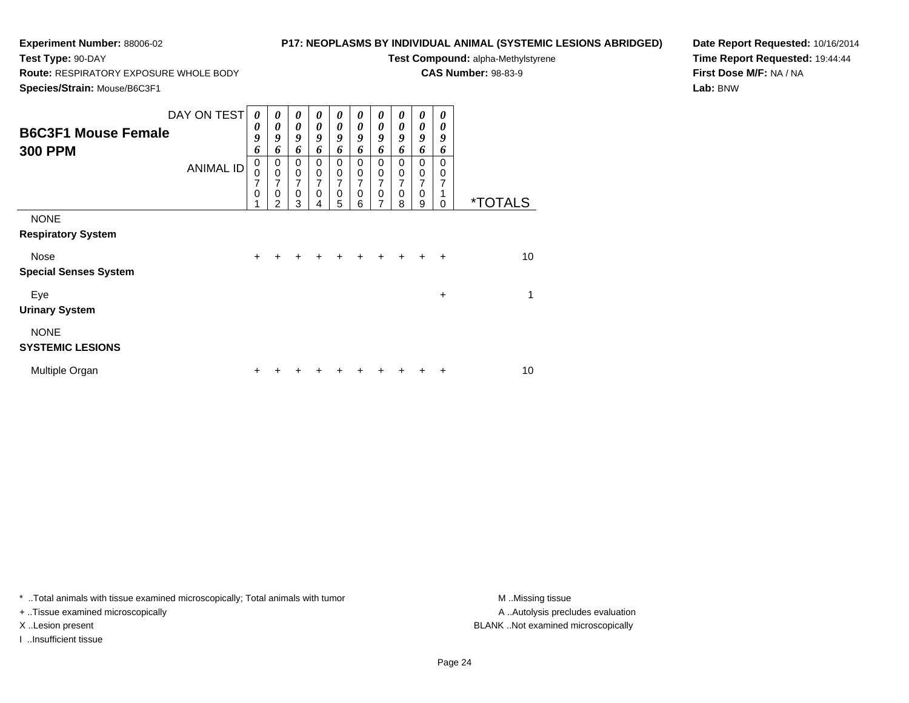**Experiment Number:** 88006-02
**Test Type:** 90-DAY
**Route:** RESPIRATORY EXPOSURE WHOLE BODY
**Species/Strain:** Mouse/B6C3F1

**P17: NEOPLASMS BY INDIVIDUAL ANIMAL (SYSTEMIC LESIONS ABRIDGED)**
**Test Compound:** alpha-Methylstyrene
**CAS Number:** 98-83-9

**Date Report Requested:** 10/16/2014
**Time Report Requested:** 19:44:44
**First Dose M/F:** NA / NA
**Lab:** BNW

## B6C3F1 Mouse Female 300 PPM

| DAY ON TEST | 0096 | 0096 | 0096 | 0096 | 0096 | 0096 | 0096 | 0096 | 0096 | 0096 | |
|---|---|---|---|---|---|---|---|---|---|---|---|
| ANIMAL ID | 00701 | 00702 | 00703 | 00704 | 00705 | 00706 | 00707 | 00708 | 00709 | 00710 | *TOTALS |
| NONE | | | | | | | | | | | |
| **Respiratory System** | | | | | | | | | | | |
| Nose | + | + | + | + | + | + | + | + | + | + | 10 |
| **Special Senses System** | | | | | | | | | | | |
| Eye | | | | | | | | | | + | 1 |
| **Urinary System** | | | | | | | | | | | |
| NONE | | | | | | | | | | | |
| **SYSTEMIC LESIONS** | | | | | | | | | | | |
| Multiple Organ | + | + | + | + | + | + | + | + | + | + | 10 |

* ..Total animals with tissue examined microscopically; Total animals with tumor
+ ..Tissue examined microscopically
X ..Lesion present
I ..Insufficient tissue

M ..Missing tissue
A ..Autolysis precludes evaluation
BLANK ..Not examined microscopically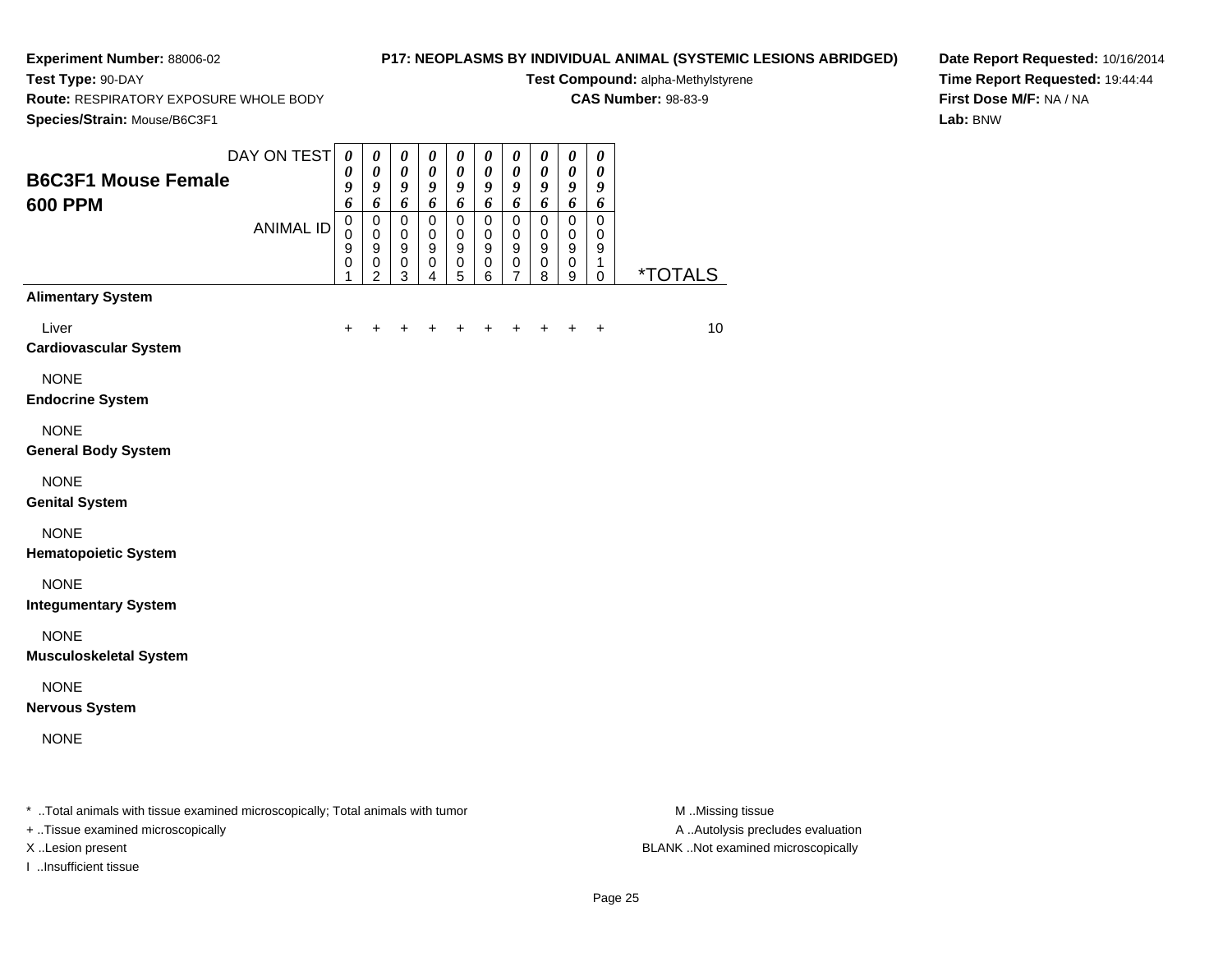**Experiment Number:** 88006-02
**Test Type:** 90-DAY
**Route:** RESPIRATORY EXPOSURE WHOLE BODY
**Species/Strain:** Mouse/B6C3F1

**P17: NEOPLASMS BY INDIVIDUAL ANIMAL (SYSTEMIC LESIONS ABRIDGED)**
**Test Compound:** alpha-Methylstyrene
**CAS Number:** 98-83-9

**Date Report Requested:** 10/16/2014
**Time Report Requested:** 19:44:44
**First Dose M/F:** NA / NA
**Lab:** BNW

## B6C3F1 Mouse Female
## 600 PPM

| DAY ON TEST | 0096 | 0096 | 0096 | 0096 | 0096 | 0096 | 0096 | 0096 | 0096 | 0096 | |
|---|---|---|---|---|---|---|---|---|---|---|---|
| ANIMAL ID | 00901 | 00902 | 00903 | 00904 | 00905 | 00906 | 00907 | 00908 | 00909 | 00910 | *TOTALS |
| **Alimentary System** | | | | | | | | | | | |
| Liver | + | + | + | + | + | + | + | + | + | + | 10 |
| **Cardiovascular System** | | | | | | | | | | | |
| NONE | | | | | | | | | | | |
| **Endocrine System** | | | | | | | | | | | |
| NONE | | | | | | | | | | | |
| **General Body System** | | | | | | | | | | | |
| NONE | | | | | | | | | | | |
| **Genital System** | | | | | | | | | | | |
| NONE | | | | | | | | | | | |
| **Hematopoietic System** | | | | | | | | | | | |
| NONE | | | | | | | | | | | |
| **Integumentary System** | | | | | | | | | | | |
| NONE | | | | | | | | | | | |
| **Musculoskeletal System** | | | | | | | | | | | |
| NONE | | | | | | | | | | | |
| **Nervous System** | | | | | | | | | | | |
| NONE | | | | | | | | | | | |

* ..Total animals with tissue examined microscopically; Total animals with tumor
+ ..Tissue examined microscopically
X ..Lesion present
I ..Insufficient tissue

M ..Missing tissue
A ..Autolysis precludes evaluation
BLANK ..Not examined microscopically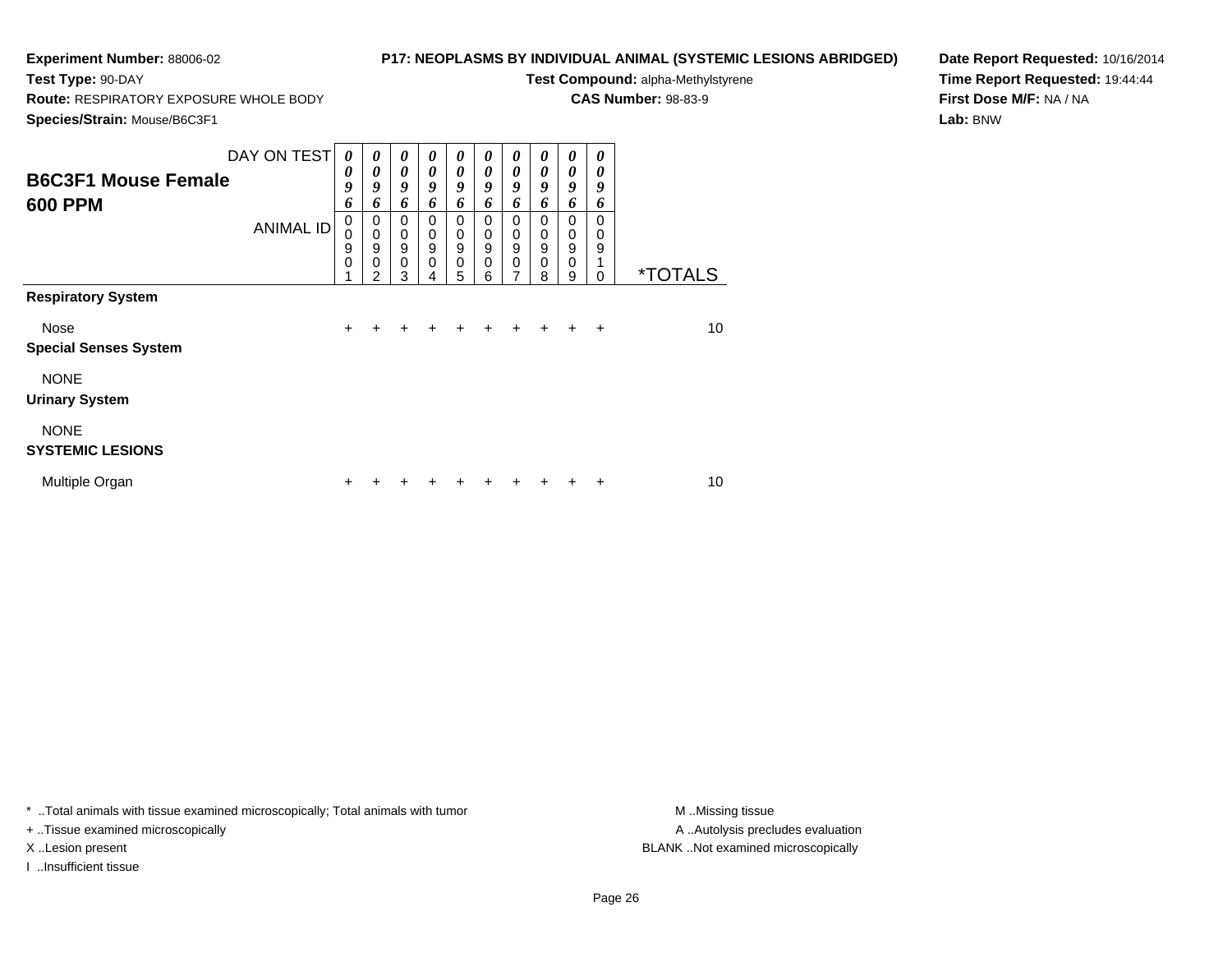**Experiment Number:** 88006-02
**Test Type:** 90-DAY
**Route:** RESPIRATORY EXPOSURE WHOLE BODY
**Species/Strain:** Mouse/B6C3F1

**P17: NEOPLASMS BY INDIVIDUAL ANIMAL (SYSTEMIC LESIONS ABRIDGED)**
**Test Compound:** alpha-Methylstyrene
**CAS Number:** 98-83-9

**Date Report Requested:** 10/16/2014
**Time Report Requested:** 19:44:44
**First Dose M/F:** NA / NA
**Lab:** BNW

## B6C3F1 Mouse Female
## 600 PPM

| DAY ON TEST | 0096 | 0096 | 0096 | 0096 | 0096 | 0096 | 0096 | 0096 | 0096 | 0096 | |
|---|---|---|---|---|---|---|---|---|---|---|---|
| ANIMAL ID | 00901 | 00902 | 00903 | 00904 | 00905 | 00906 | 00907 | 00908 | 00909 | 00910 | *TOTALS |
| **Respiratory System** | | | | | | | | | | | |
| Nose | + | + | + | + | + | + | + | + | + | + | 10 |
| **Special Senses System** | | | | | | | | | | | |
| NONE | | | | | | | | | | | |
| **Urinary System** | | | | | | | | | | | |
| NONE | | | | | | | | | | | |
| **SYSTEMIC LESIONS** | | | | | | | | | | | |
| Multiple Organ | + | + | + | + | + | + | + | + | + | + | 10 |

\* ..Total animals with tissue examined microscopically; Total animals with tumor
\+ ..Tissue examined microscopically
X ..Lesion present
I ..Insufficient tissue

M ..Missing tissue
A ..Autolysis precludes evaluation
BLANK ..Not examined microscopically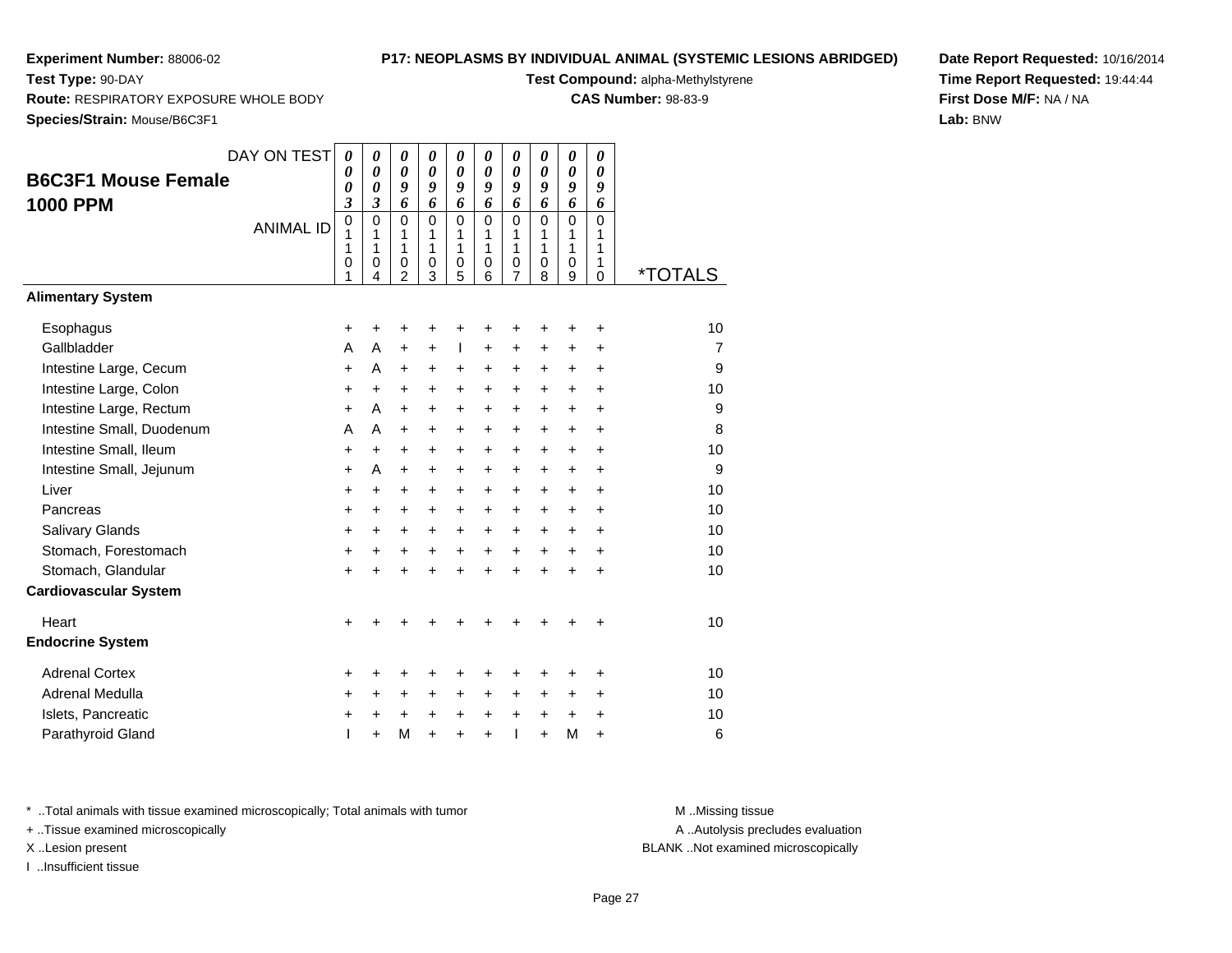**Experiment Number:** 88006-02

**Test Type:** 90-DAY

**Route:** RESPIRATORY EXPOSURE WHOLE BODY

**Species/Strain:** Mouse/B6C3F1

**P17: NEOPLASMS BY INDIVIDUAL ANIMAL (SYSTEMIC LESIONS ABRIDGED)**

**Test Compound:** alpha-Methylstyrene

**CAS Number:** 98-83-9

**Date Report Requested:** 10/16/2014

**Time Report Requested:** 19:44:44

**First Dose M/F:** NA / NA

**Lab:** BNW

## B6C3F1 Mouse Female 1000 PPM

| DAY ON TEST | 0003 | 0003 | 0096 | 0096 | 0096 | 0096 | 0096 | 0096 | 0096 | 0096 | |
|---|---|---|---|---|---|---|---|---|---|---|---|
| ANIMAL ID | 01101 | 01104 | 01102 | 01103 | 01105 | 01106 | 01107 | 01108 | 01109 | 01110 | *TOTALS |
| **Alimentary System** | | | | | | | | | | | |
| Esophagus | + | + | + | + | + | + | + | + | + | + | 10 |
| Gallbladder | A | A | + | + | I | + | + | + | + | + | 7 |
| Intestine Large, Cecum | + | A | + | + | + | + | + | + | + | + | 9 |
| Intestine Large, Colon | + | + | + | + | + | + | + | + | + | + | 10 |
| Intestine Large, Rectum | + | A | + | + | + | + | + | + | + | + | 9 |
| Intestine Small, Duodenum | A | A | + | + | + | + | + | + | + | + | 8 |
| Intestine Small, Ileum | + | + | + | + | + | + | + | + | + | + | 10 |
| Intestine Small, Jejunum | + | A | + | + | + | + | + | + | + | + | 9 |
| Liver | + | + | + | + | + | + | + | + | + | + | 10 |
| Pancreas | + | + | + | + | + | + | + | + | + | + | 10 |
| Salivary Glands | + | + | + | + | + | + | + | + | + | + | 10 |
| Stomach, Forestomach | + | + | + | + | + | + | + | + | + | + | 10 |
| Stomach, Glandular | + | + | + | + | + | + | + | + | + | + | 10 |
| **Cardiovascular System** | | | | | | | | | | | |
| Heart | + | + | + | + | + | + | + | + | + | + | 10 |
| **Endocrine System** | | | | | | | | | | | |
| Adrenal Cortex | + | + | + | + | + | + | + | + | + | + | 10 |
| Adrenal Medulla | + | + | + | + | + | + | + | + | + | + | 10 |
| Islets, Pancreatic | + | + | + | + | + | + | + | + | + | + | 10 |
| Parathyroid Gland | I | + | M | + | + | + | I | + | M | + | 6 |

\* ..Total animals with tissue examined microscopically; Total animals with tumor

\+ ..Tissue examined microscopically

X ..Lesion present

I ..Insufficient tissue

M ..Missing tissue

A ..Autolysis precludes evaluation

BLANK ..Not examined microscopically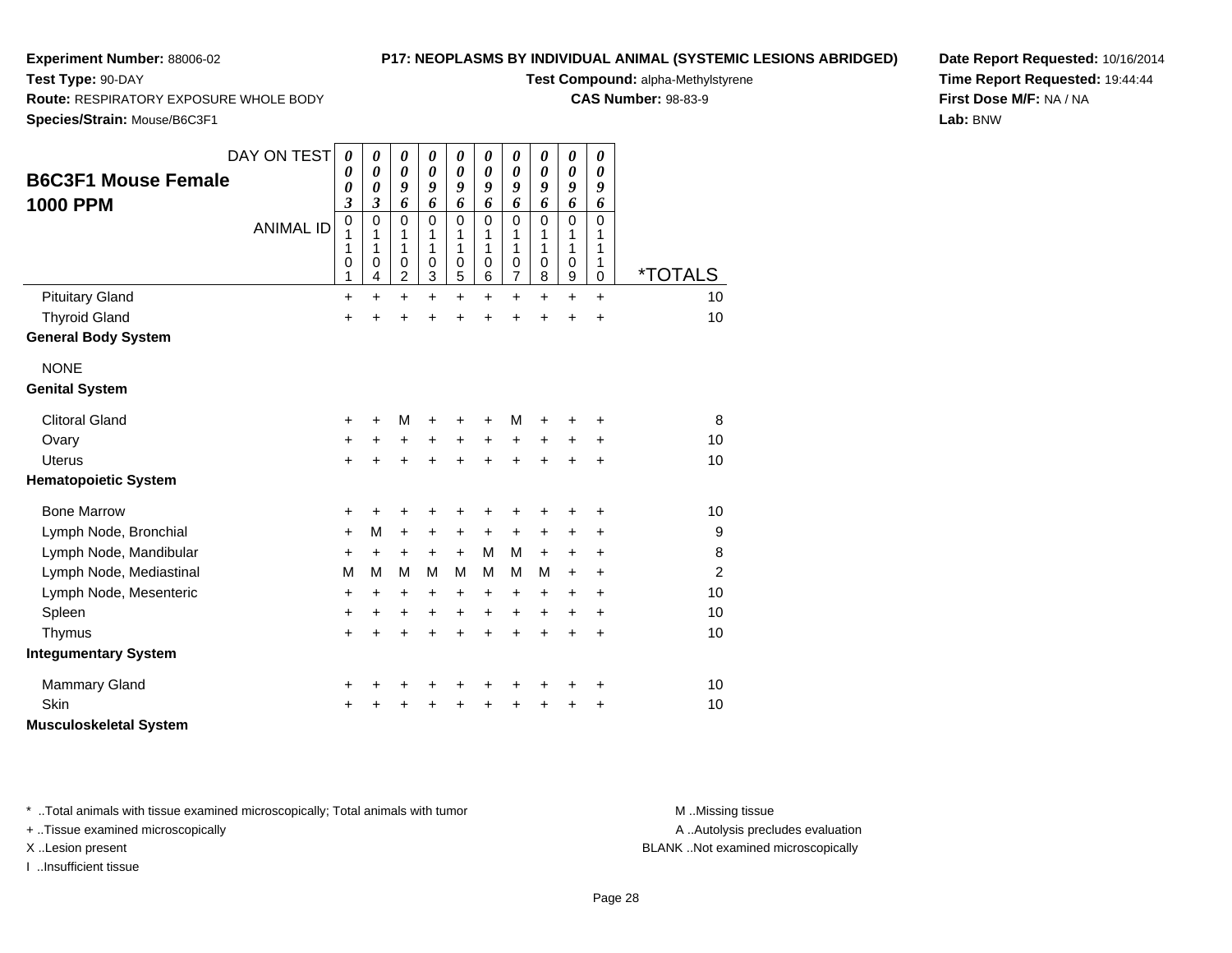**Experiment Number:** 88006-02
**Test Type:** 90-DAY
**Route:** RESPIRATORY EXPOSURE WHOLE BODY
**Species/Strain:** Mouse/B6C3F1

**P17: NEOPLASMS BY INDIVIDUAL ANIMAL (SYSTEMIC LESIONS ABRIDGED)**
**Test Compound:** alpha-Methylstyrene
**CAS Number:** 98-83-9

**Date Report Requested:** 10/16/2014
**Time Report Requested:** 19:44:44
**First Dose M/F:** NA / NA
**Lab:** BNW

## B6C3F1 Mouse Female 1000 PPM

| DAY ON TEST | 0003 | 0003 | 0096 | 0096 | 0096 | 0096 | 0096 | 0096 | 0096 | 0096 | |
|---|---|---|---|---|---|---|---|---|---|---|---|
| ANIMAL ID | 01101 | 01104 | 01102 | 01103 | 01105 | 01106 | 01107 | 01108 | 01109 | 01110 | *TOTALS |
| Pituitary Gland | + | + | + | + | + | + | + | + | + | + | 10 |
| Thyroid Gland | + | + | + | + | + | + | + | + | + | + | 10 |
| **General Body System** | | | | | | | | | | | |
| NONE | | | | | | | | | | | |
| **Genital System** | | | | | | | | | | | |
| Clitoral Gland | + | + | M | + | + | + | M | + | + | + | 8 |
| Ovary | + | + | + | + | + | + | + | + | + | + | 10 |
| Uterus | + | + | + | + | + | + | + | + | + | + | 10 |
| **Hematopoietic System** | | | | | | | | | | | |
| Bone Marrow | + | + | + | + | + | + | + | + | + | + | 10 |
| Lymph Node, Bronchial | + | M | + | + | + | + | + | + | + | + | 9 |
| Lymph Node, Mandibular | + | + | + | + | + | M | M | + | + | + | 8 |
| Lymph Node, Mediastinal | M | M | M | M | M | M | M | M | + | + | 2 |
| Lymph Node, Mesenteric | + | + | + | + | + | + | + | + | + | + | 10 |
| Spleen | + | + | + | + | + | + | + | + | + | + | 10 |
| Thymus | + | + | + | + | + | + | + | + | + | + | 10 |
| **Integumentary System** | | | | | | | | | | | |
| Mammary Gland | + | + | + | + | + | + | + | + | + | + | 10 |
| Skin | + | + | + | + | + | + | + | + | + | + | 10 |
| **Musculoskeletal System** | | | | | | | | | | | |

\* ..Total animals with tissue examined microscopically; Total animals with tumor
\+ ..Tissue examined microscopically
X ..Lesion present
I ..Insufficient tissue

M ..Missing tissue
A ..Autolysis precludes evaluation
BLANK ..Not examined microscopically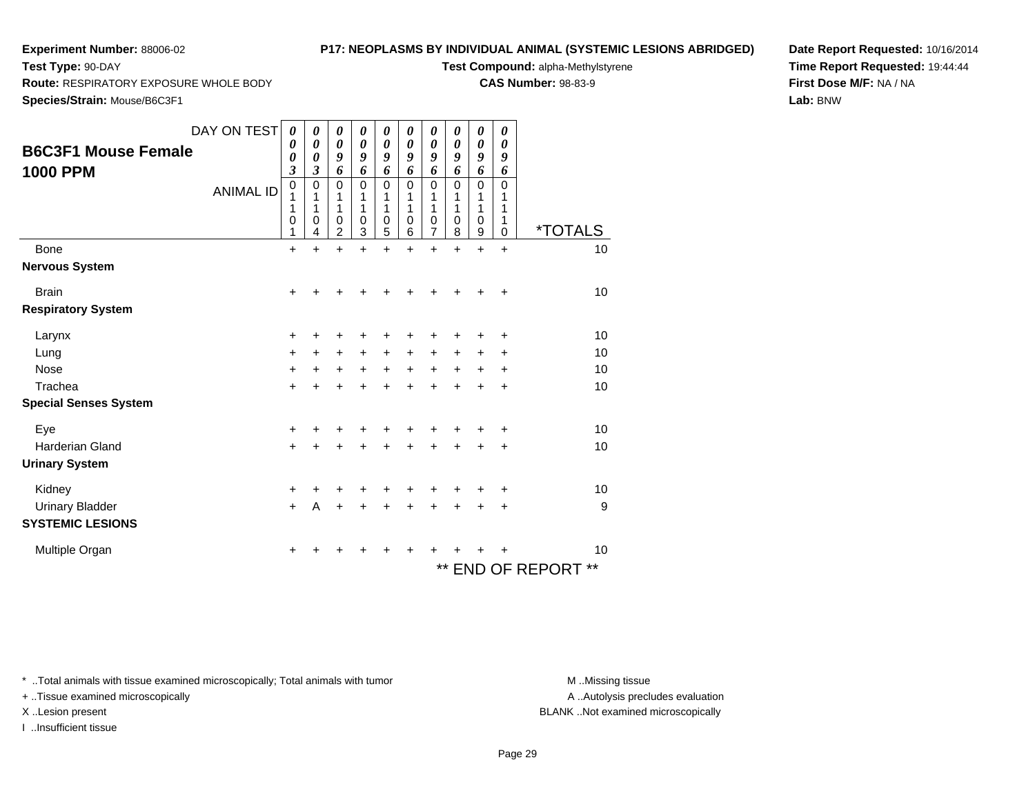**Experiment Number:** 88006-02
**Test Type:** 90-DAY
**Route:** RESPIRATORY EXPOSURE WHOLE BODY
**Species/Strain:** Mouse/B6C3F1

**P17: NEOPLASMS BY INDIVIDUAL ANIMAL (SYSTEMIC LESIONS ABRIDGED)**
**Test Compound:** alpha-Methylstyrene
**CAS Number:** 98-83-9

**Date Report Requested:** 10/16/2014
**Time Report Requested:** 19:44:44
**First Dose M/F:** NA / NA
**Lab:** BNW

## B6C3F1 Mouse Female 1000 PPM

| DAY ON TEST | 0003 | 0003 | 0096 | 0096 | 0096 | 0096 | 0096 | 0096 | 0096 | 0096 | |
|---|---|---|---|---|---|---|---|---|---|---|---|
| ANIMAL ID | 01101 | 01104 | 01102 | 01103 | 01105 | 01106 | 01107 | 01108 | 01109 | 01110 | *TOTALS |
| Bone | + | + | + | + | + | + | + | + | + | + | 10 |
| **Nervous System** | | | | | | | | | | | |
| Brain | + | + | + | + | + | + | + | + | + | + | 10 |
| **Respiratory System** | | | | | | | | | | | |
| Larynx | + | + | + | + | + | + | + | + | + | + | 10 |
| Lung | + | + | + | + | + | + | + | + | + | + | 10 |
| Nose | + | + | + | + | + | + | + | + | + | + | 10 |
| Trachea | + | + | + | + | + | + | + | + | + | + | 10 |
| **Special Senses System** | | | | | | | | | | | |
| Eye | + | + | + | + | + | + | + | + | + | + | 10 |
| Harderian Gland | + | + | + | + | + | + | + | + | + | + | 10 |
| **Urinary System** | | | | | | | | | | | |
| Kidney | + | + | + | + | + | + | + | + | + | + | 10 |
| Urinary Bladder | + | A | + | + | + | + | + | + | + | + | 9 |
| **SYSTEMIC LESIONS** | | | | | | | | | | | |
| Multiple Organ | + | + | + | + | + | + | + | + | + | + | 10 |

** END OF REPORT **

* ..Total animals with tissue examined microscopically; Total animals with tumor
+ ..Tissue examined microscopically
X ..Lesion present
I ..Insufficient tissue

M ..Missing tissue
A ..Autolysis precludes evaluation
BLANK ..Not examined microscopically